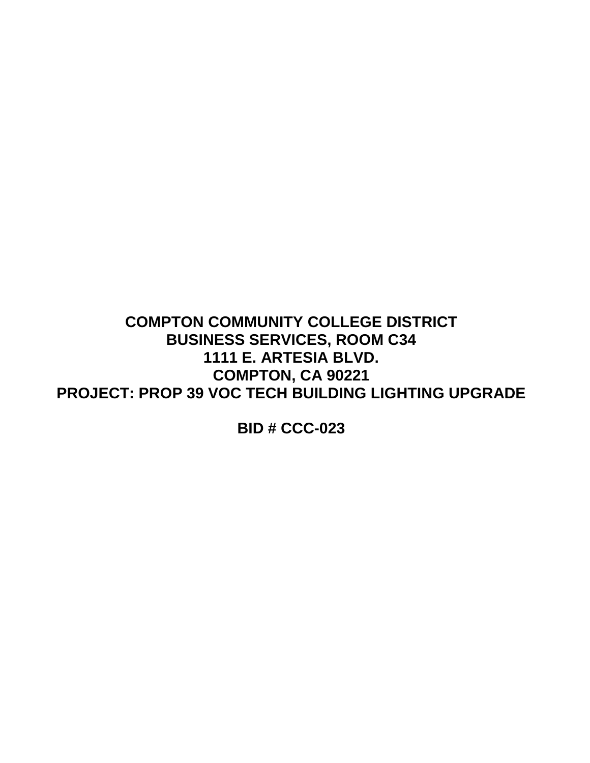**COMPTON COMMUNITY COLLEGE DISTRICT**
**BUSINESS SERVICES, ROOM C34**
**1111 E. ARTESIA BLVD.**
**COMPTON, CA 90221**
**PROJECT: PROP 39 VOC TECH BUILDING LIGHTING UPGRADE**

**BID # CCC-023**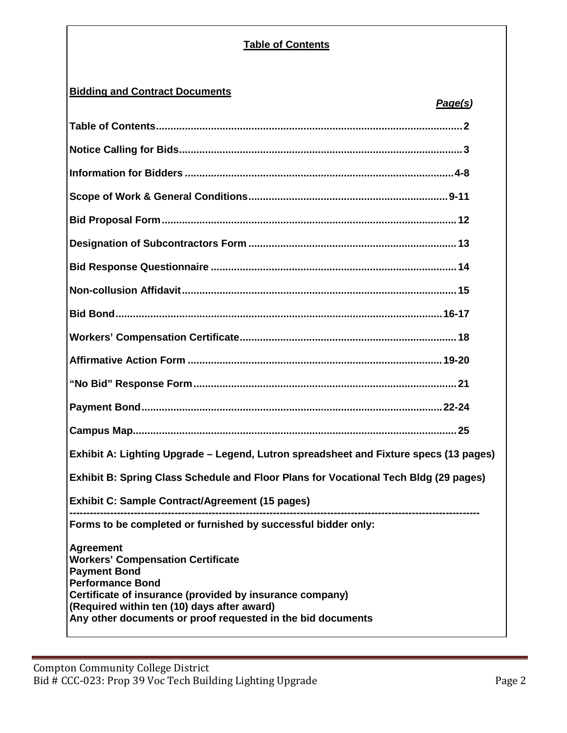# Table of Contents

## Bidding and Contract Documents

| | *Page(s)* |
|---|---|
| **Table of Contents** | **2** |
| **Notice Calling for Bids** | **3** |
| **Information for Bidders** | **4-8** |
| **Scope of Work & General Conditions** | **9-11** |
| **Bid Proposal Form** | **12** |
| **Designation of Subcontractors Form** | **13** |
| **Bid Response Questionnaire** | **14** |
| **Non-collusion Affidavit** | **15** |
| **Bid Bond** | **16-17** |
| **Workers' Compensation Certificate** | **18** |
| **Affirmative Action Form** | **19-20** |
| **"No Bid" Response Form** | **21** |
| **Payment Bond** | **22-24** |
| **Campus Map** | **25** |

**Exhibit A: Lighting Upgrade – Legend, Lutron spreadsheet and Fixture specs (13 pages)**

**Exhibit B: Spring Class Schedule and Floor Plans for Vocational Tech Bldg (29 pages)**

**Exhibit C: Sample Contract/Agreement (15 pages)**

---

**Forms to be completed or furnished by successful bidder only:**

**Agreement**
**Workers' Compensation Certificate**
**Payment Bond**
**Performance Bond**
**Certificate of insurance (provided by insurance company)**
**(Required within ten (10) days after award)**
**Any other documents or proof requested in the bid documents**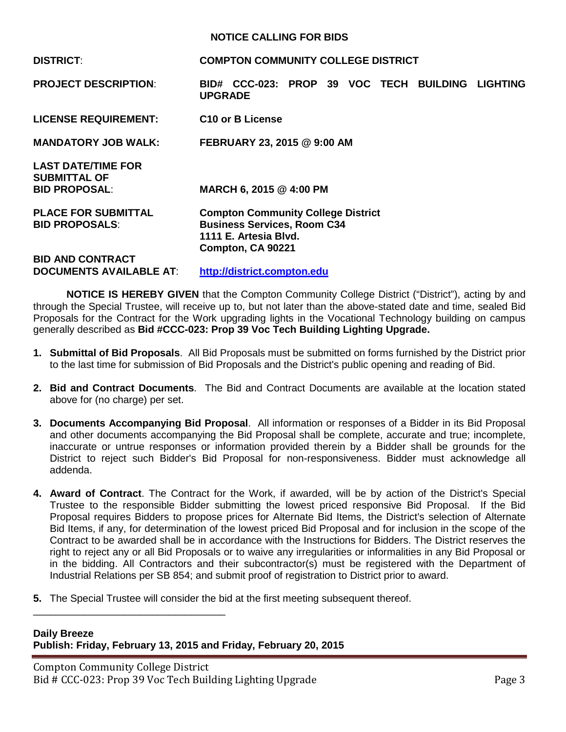## NOTICE CALLING FOR BIDS

| | |
|---|---|
| **DISTRICT**: | **COMPTON COMMUNITY COLLEGE DISTRICT** |
| **PROJECT DESCRIPTION**: | **BID# CCC-023: PROP 39 VOC TECH BUILDING LIGHTING UPGRADE** |
| **LICENSE REQUIREMENT:** | **C10 or B License** |
| **MANDATORY JOB WALK:** | **FEBRUARY 23, 2015 @ 9:00 AM** |
| **LAST DATE/TIME FOR SUBMITTAL OF BID PROPOSAL**: | **MARCH 6, 2015 @ 4:00 PM** |
| **PLACE FOR SUBMITTAL BID PROPOSALS**: | **Compton Community College District**<br>**Business Services, Room C34**<br>**1111 E. Artesia Blvd.**<br>**Compton, CA 90221** |
| **BID AND CONTRACT DOCUMENTS AVAILABLE AT**: | **[http://district.compton.edu](http://district.compton.edu)** |

**NOTICE IS HEREBY GIVEN** that the Compton Community College District ("District"), acting by and through the Special Trustee, will receive up to, but not later than the above-stated date and time, sealed Bid Proposals for the Contract for the Work upgrading lights in the Vocational Technology building on campus generally described as **Bid #CCC-023: Prop 39 Voc Tech Building Lighting Upgrade.**

1. **Submittal of Bid Proposals**. All Bid Proposals must be submitted on forms furnished by the District prior to the last time for submission of Bid Proposals and the District's public opening and reading of Bid.

2. **Bid and Contract Documents**. The Bid and Contract Documents are available at the location stated above for (no charge) per set.

3. **Documents Accompanying Bid Proposal**. All information or responses of a Bidder in its Bid Proposal and other documents accompanying the Bid Proposal shall be complete, accurate and true; incomplete, inaccurate or untrue responses or information provided therein by a Bidder shall be grounds for the District to reject such Bidder's Bid Proposal for non-responsiveness. Bidder must acknowledge all addenda.

4. **Award of Contract**. The Contract for the Work, if awarded, will be by action of the District's Special Trustee to the responsible Bidder submitting the lowest priced responsive Bid Proposal. If the Bid Proposal requires Bidders to propose prices for Alternate Bid Items, the District's selection of Alternate Bid Items, if any, for determination of the lowest priced Bid Proposal and for inclusion in the scope of the Contract to be awarded shall be in accordance with the Instructions for Bidders. The District reserves the right to reject any or all Bid Proposals or to waive any irregularities or informalities in any Bid Proposal or in the bidding. All Contractors and their subcontractor(s) must be registered with the Department of Industrial Relations per SB 854; and submit proof of registration to District prior to award.

5. The Special Trustee will consider the bid at the first meeting subsequent thereof.

---

**Daily Breeze**
**Publish: Friday, February 13, 2015 and Friday, February 20, 2015**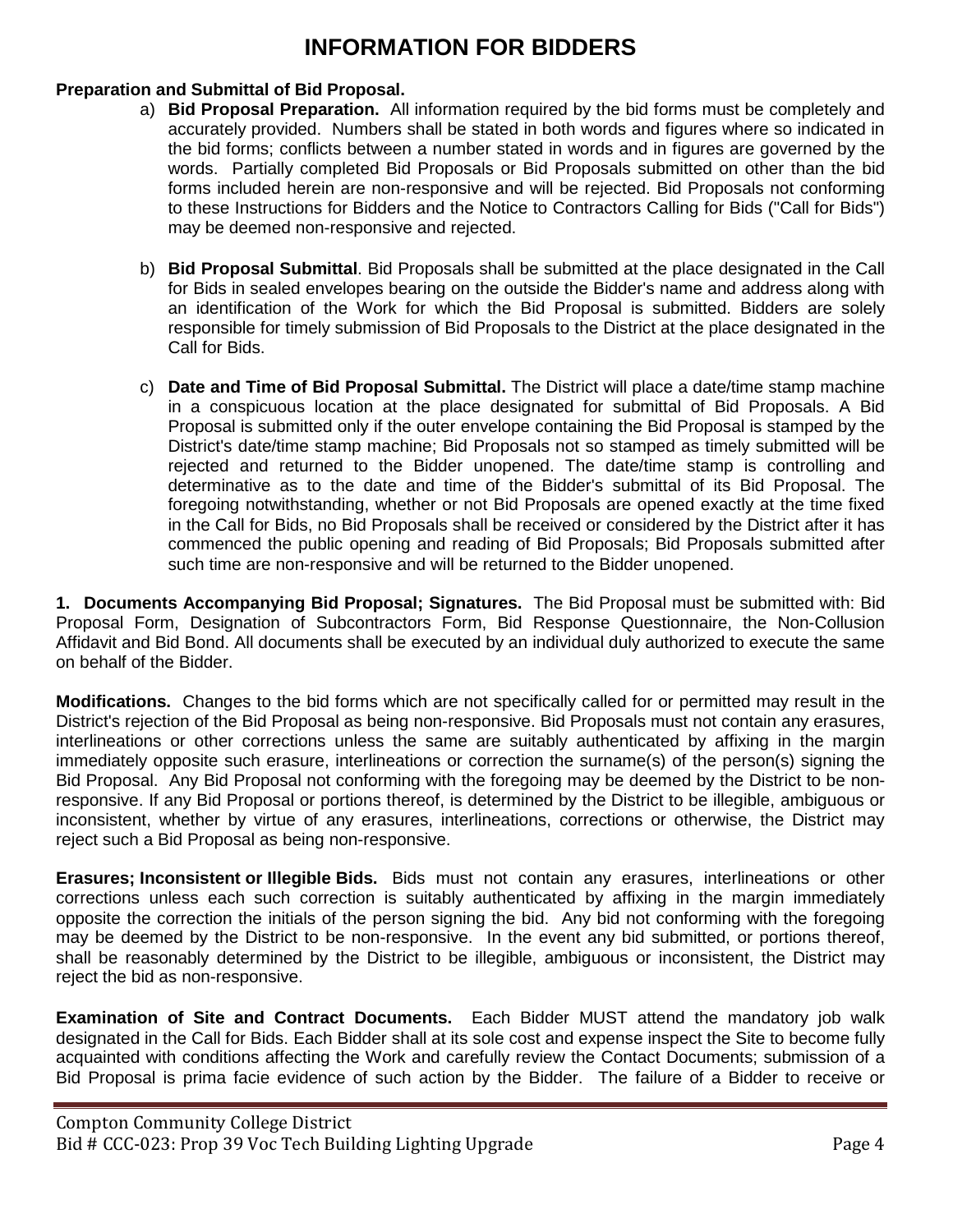# INFORMATION FOR BIDDERS

**Preparation and Submittal of Bid Proposal.**

a) **Bid Proposal Preparation.** All information required by the bid forms must be completely and accurately provided. Numbers shall be stated in both words and figures where so indicated in the bid forms; conflicts between a number stated in words and in figures are governed by the words. Partially completed Bid Proposals or Bid Proposals submitted on other than the bid forms included herein are non-responsive and will be rejected. Bid Proposals not conforming to these Instructions for Bidders and the Notice to Contractors Calling for Bids ("Call for Bids") may be deemed non-responsive and rejected.

b) **Bid Proposal Submittal**. Bid Proposals shall be submitted at the place designated in the Call for Bids in sealed envelopes bearing on the outside the Bidder's name and address along with an identification of the Work for which the Bid Proposal is submitted. Bidders are solely responsible for timely submission of Bid Proposals to the District at the place designated in the Call for Bids.

c) **Date and Time of Bid Proposal Submittal.** The District will place a date/time stamp machine in a conspicuous location at the place designated for submittal of Bid Proposals. A Bid Proposal is submitted only if the outer envelope containing the Bid Proposal is stamped by the District's date/time stamp machine; Bid Proposals not so stamped as timely submitted will be rejected and returned to the Bidder unopened. The date/time stamp is controlling and determinative as to the date and time of the Bidder's submittal of its Bid Proposal. The foregoing notwithstanding, whether or not Bid Proposals are opened exactly at the time fixed in the Call for Bids, no Bid Proposals shall be received or considered by the District after it has commenced the public opening and reading of Bid Proposals; Bid Proposals submitted after such time are non-responsive and will be returned to the Bidder unopened.

**1. Documents Accompanying Bid Proposal; Signatures.** The Bid Proposal must be submitted with: Bid Proposal Form, Designation of Subcontractors Form, Bid Response Questionnaire, the Non-Collusion Affidavit and Bid Bond. All documents shall be executed by an individual duly authorized to execute the same on behalf of the Bidder.

**Modifications.** Changes to the bid forms which are not specifically called for or permitted may result in the District's rejection of the Bid Proposal as being non-responsive. Bid Proposals must not contain any erasures, interlineations or other corrections unless the same are suitably authenticated by affixing in the margin immediately opposite such erasure, interlineations or correction the surname(s) of the person(s) signing the Bid Proposal. Any Bid Proposal not conforming with the foregoing may be deemed by the District to be non-responsive. If any Bid Proposal or portions thereof, is determined by the District to be illegible, ambiguous or inconsistent, whether by virtue of any erasures, interlineations, corrections or otherwise, the District may reject such a Bid Proposal as being non-responsive.

**Erasures; Inconsistent or Illegible Bids.** Bids must not contain any erasures, interlineations or other corrections unless each such correction is suitably authenticated by affixing in the margin immediately opposite the correction the initials of the person signing the bid. Any bid not conforming with the foregoing may be deemed by the District to be non-responsive. In the event any bid submitted, or portions thereof, shall be reasonably determined by the District to be illegible, ambiguous or inconsistent, the District may reject the bid as non-responsive.

**Examination of Site and Contract Documents.** Each Bidder MUST attend the mandatory job walk designated in the Call for Bids. Each Bidder shall at its sole cost and expense inspect the Site to become fully acquainted with conditions affecting the Work and carefully review the Contact Documents; submission of a Bid Proposal is prima facie evidence of such action by the Bidder. The failure of a Bidder to receive or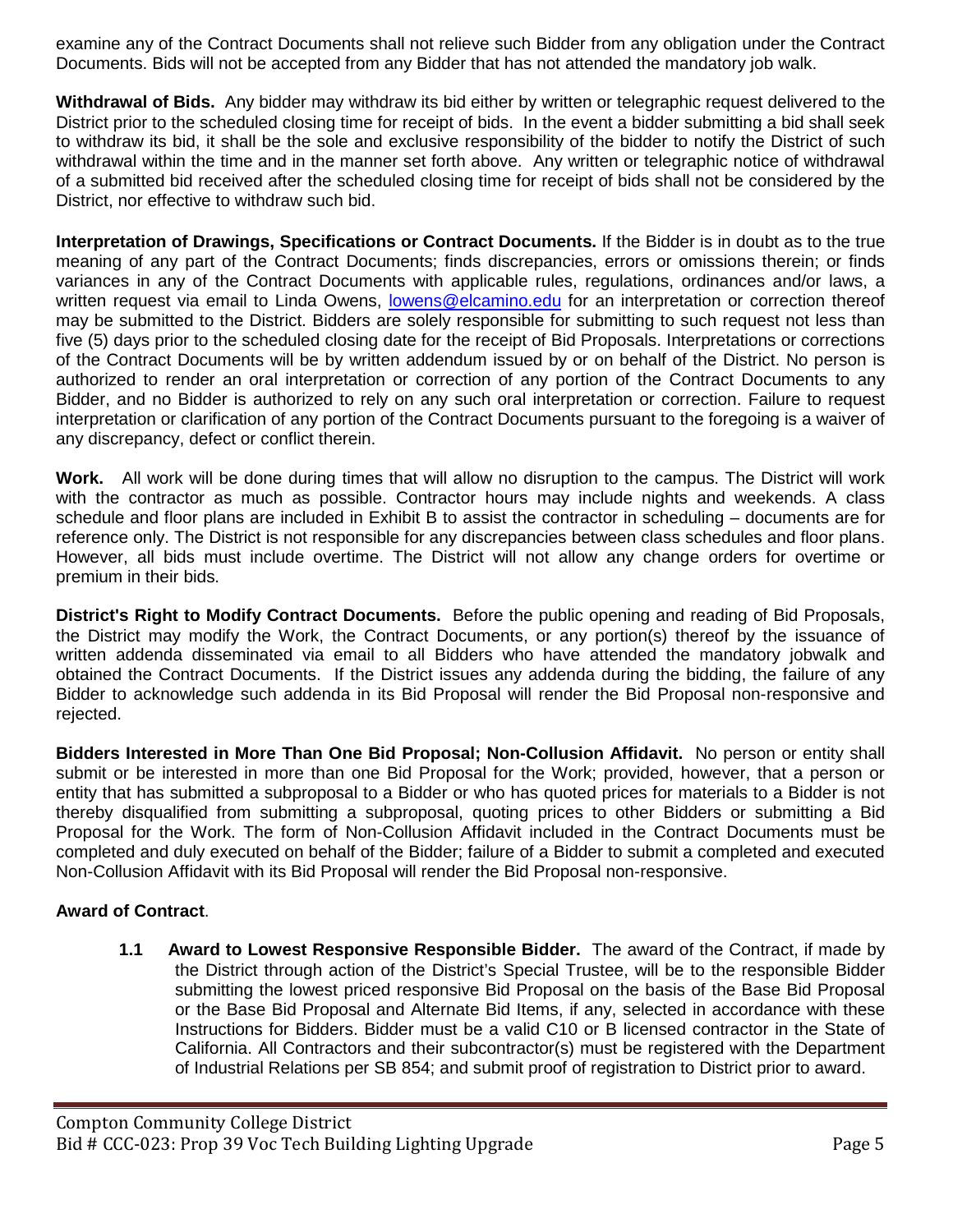examine any of the Contract Documents shall not relieve such Bidder from any obligation under the Contract Documents. Bids will not be accepted from any Bidder that has not attended the mandatory job walk.

**Withdrawal of Bids.** Any bidder may withdraw its bid either by written or telegraphic request delivered to the District prior to the scheduled closing time for receipt of bids. In the event a bidder submitting a bid shall seek to withdraw its bid, it shall be the sole and exclusive responsibility of the bidder to notify the District of such withdrawal within the time and in the manner set forth above. Any written or telegraphic notice of withdrawal of a submitted bid received after the scheduled closing time for receipt of bids shall not be considered by the District, nor effective to withdraw such bid.

**Interpretation of Drawings, Specifications or Contract Documents.** If the Bidder is in doubt as to the true meaning of any part of the Contract Documents; finds discrepancies, errors or omissions therein; or finds variances in any of the Contract Documents with applicable rules, regulations, ordinances and/or laws, a written request via email to Linda Owens, lowens@elcamino.edu for an interpretation or correction thereof may be submitted to the District. Bidders are solely responsible for submitting to such request not less than five (5) days prior to the scheduled closing date for the receipt of Bid Proposals. Interpretations or corrections of the Contract Documents will be by written addendum issued by or on behalf of the District. No person is authorized to render an oral interpretation or correction of any portion of the Contract Documents to any Bidder, and no Bidder is authorized to rely on any such oral interpretation or correction. Failure to request interpretation or clarification of any portion of the Contract Documents pursuant to the foregoing is a waiver of any discrepancy, defect or conflict therein.

**Work.** All work will be done during times that will allow no disruption to the campus. The District will work with the contractor as much as possible. Contractor hours may include nights and weekends. A class schedule and floor plans are included in Exhibit B to assist the contractor in scheduling – documents are for reference only. The District is not responsible for any discrepancies between class schedules and floor plans. However, all bids must include overtime. The District will not allow any change orders for overtime or premium in their bids.

**District's Right to Modify Contract Documents.** Before the public opening and reading of Bid Proposals, the District may modify the Work, the Contract Documents, or any portion(s) thereof by the issuance of written addenda disseminated via email to all Bidders who have attended the mandatory jobwalk and obtained the Contract Documents. If the District issues any addenda during the bidding, the failure of any Bidder to acknowledge such addenda in its Bid Proposal will render the Bid Proposal non-responsive and rejected.

**Bidders Interested in More Than One Bid Proposal; Non-Collusion Affidavit.** No person or entity shall submit or be interested in more than one Bid Proposal for the Work; provided, however, that a person or entity that has submitted a subproposal to a Bidder or who has quoted prices for materials to a Bidder is not thereby disqualified from submitting a subproposal, quoting prices to other Bidders or submitting a Bid Proposal for the Work. The form of Non-Collusion Affidavit included in the Contract Documents must be completed and duly executed on behalf of the Bidder; failure of a Bidder to submit a completed and executed Non-Collusion Affidavit with its Bid Proposal will render the Bid Proposal non-responsive.

**Award of Contract**.

**1.1 Award to Lowest Responsive Responsible Bidder.** The award of the Contract, if made by the District through action of the District's Special Trustee, will be to the responsible Bidder submitting the lowest priced responsive Bid Proposal on the basis of the Base Bid Proposal or the Base Bid Proposal and Alternate Bid Items, if any, selected in accordance with these Instructions for Bidders. Bidder must be a valid C10 or B licensed contractor in the State of California. All Contractors and their subcontractor(s) must be registered with the Department of Industrial Relations per SB 854; and submit proof of registration to District prior to award.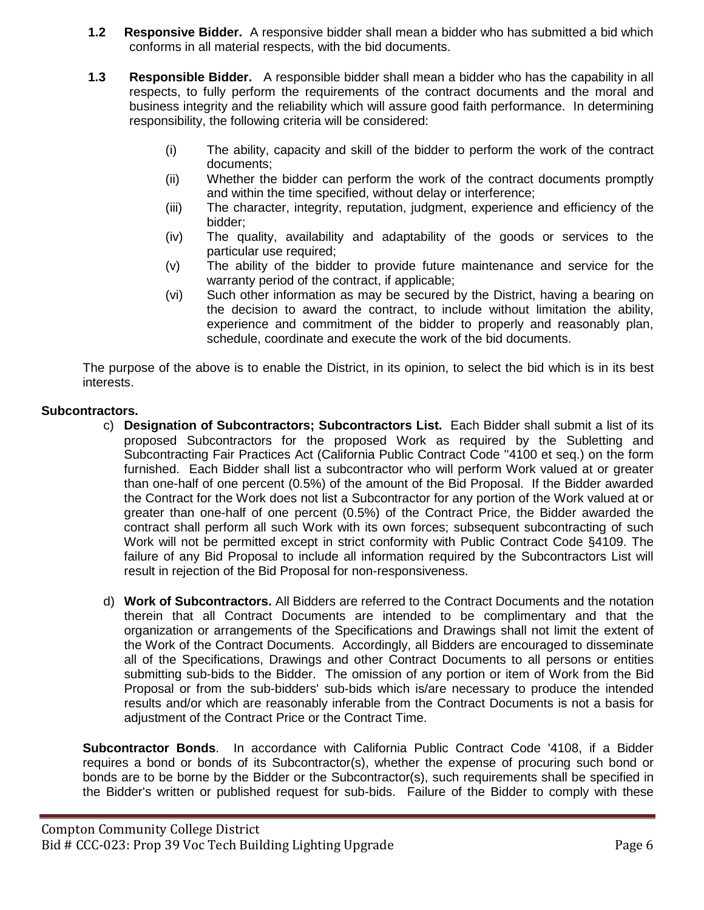**1.2 Responsive Bidder.** A responsive bidder shall mean a bidder who has submitted a bid which conforms in all material respects, with the bid documents.

**1.3 Responsible Bidder.** A responsible bidder shall mean a bidder who has the capability in all respects, to fully perform the requirements of the contract documents and the moral and business integrity and the reliability which will assure good faith performance. In determining responsibility, the following criteria will be considered:

- (i) The ability, capacity and skill of the bidder to perform the work of the contract documents;
- (ii) Whether the bidder can perform the work of the contract documents promptly and within the time specified, without delay or interference;
- (iii) The character, integrity, reputation, judgment, experience and efficiency of the bidder;
- (iv) The quality, availability and adaptability of the goods or services to the particular use required;
- (v) The ability of the bidder to provide future maintenance and service for the warranty period of the contract, if applicable;
- (vi) Such other information as may be secured by the District, having a bearing on the decision to award the contract, to include without limitation the ability, experience and commitment of the bidder to properly and reasonably plan, schedule, coordinate and execute the work of the bid documents.

The purpose of the above is to enable the District, in its opinion, to select the bid which is in its best interests.

**Subcontractors.**

c) **Designation of Subcontractors; Subcontractors List.** Each Bidder shall submit a list of its proposed Subcontractors for the proposed Work as required by the Subletting and Subcontracting Fair Practices Act (California Public Contract Code ''4100 et seq.) on the form furnished. Each Bidder shall list a subcontractor who will perform Work valued at or greater than one-half of one percent (0.5%) of the amount of the Bid Proposal. If the Bidder awarded the Contract for the Work does not list a Subcontractor for any portion of the Work valued at or greater than one-half of one percent (0.5%) of the Contract Price, the Bidder awarded the contract shall perform all such Work with its own forces; subsequent subcontracting of such Work will not be permitted except in strict conformity with Public Contract Code §4109. The failure of any Bid Proposal to include all information required by the Subcontractors List will result in rejection of the Bid Proposal for non-responsiveness.

d) **Work of Subcontractors.** All Bidders are referred to the Contract Documents and the notation therein that all Contract Documents are intended to be complimentary and that the organization or arrangements of the Specifications and Drawings shall not limit the extent of the Work of the Contract Documents. Accordingly, all Bidders are encouraged to disseminate all of the Specifications, Drawings and other Contract Documents to all persons or entities submitting sub-bids to the Bidder. The omission of any portion or item of Work from the Bid Proposal or from the sub-bidders' sub-bids which is/are necessary to produce the intended results and/or which are reasonably inferable from the Contract Documents is not a basis for adjustment of the Contract Price or the Contract Time.

**Subcontractor Bonds**. In accordance with California Public Contract Code '4108, if a Bidder requires a bond or bonds of its Subcontractor(s), whether the expense of procuring such bond or bonds are to be borne by the Bidder or the Subcontractor(s), such requirements shall be specified in the Bidder's written or published request for sub-bids. Failure of the Bidder to comply with these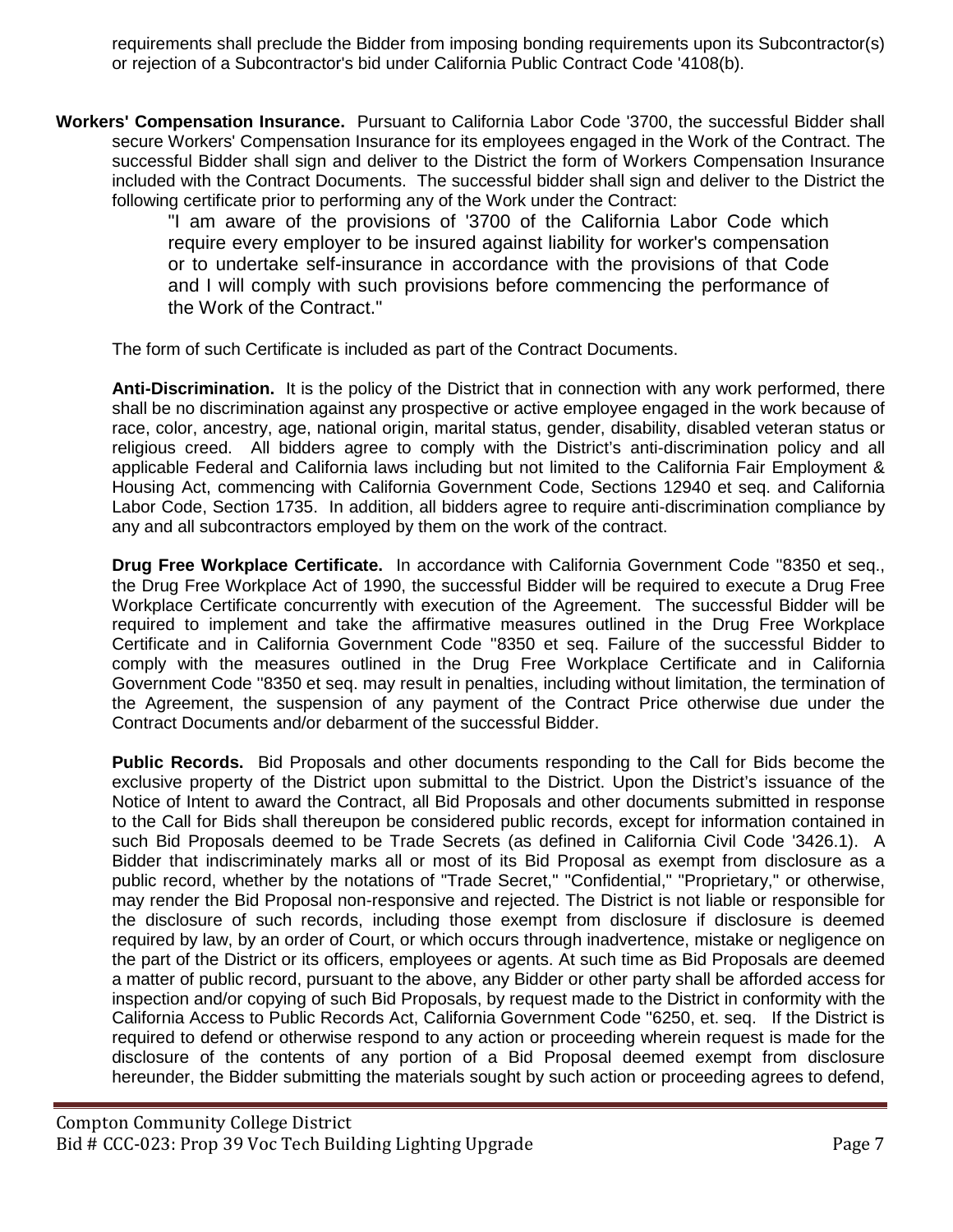requirements shall preclude the Bidder from imposing bonding requirements upon its Subcontractor(s) or rejection of a Subcontractor's bid under California Public Contract Code '4108(b).

**Workers' Compensation Insurance.** Pursuant to California Labor Code '3700, the successful Bidder shall secure Workers' Compensation Insurance for its employees engaged in the Work of the Contract. The successful Bidder shall sign and deliver to the District the form of Workers Compensation Insurance included with the Contract Documents. The successful bidder shall sign and deliver to the District the following certificate prior to performing any of the Work under the Contract:

> "I am aware of the provisions of '3700 of the California Labor Code which require every employer to be insured against liability for worker's compensation or to undertake self-insurance in accordance with the provisions of that Code and I will comply with such provisions before commencing the performance of the Work of the Contract."

The form of such Certificate is included as part of the Contract Documents.

**Anti-Discrimination.** It is the policy of the District that in connection with any work performed, there shall be no discrimination against any prospective or active employee engaged in the work because of race, color, ancestry, age, national origin, marital status, gender, disability, disabled veteran status or religious creed. All bidders agree to comply with the District's anti-discrimination policy and all applicable Federal and California laws including but not limited to the California Fair Employment & Housing Act, commencing with California Government Code, Sections 12940 et seq. and California Labor Code, Section 1735. In addition, all bidders agree to require anti-discrimination compliance by any and all subcontractors employed by them on the work of the contract.

**Drug Free Workplace Certificate.** In accordance with California Government Code ''8350 et seq., the Drug Free Workplace Act of 1990, the successful Bidder will be required to execute a Drug Free Workplace Certificate concurrently with execution of the Agreement. The successful Bidder will be required to implement and take the affirmative measures outlined in the Drug Free Workplace Certificate and in California Government Code ''8350 et seq. Failure of the successful Bidder to comply with the measures outlined in the Drug Free Workplace Certificate and in California Government Code ''8350 et seq. may result in penalties, including without limitation, the termination of the Agreement, the suspension of any payment of the Contract Price otherwise due under the Contract Documents and/or debarment of the successful Bidder.

**Public Records.** Bid Proposals and other documents responding to the Call for Bids become the exclusive property of the District upon submittal to the District. Upon the District's issuance of the Notice of Intent to award the Contract, all Bid Proposals and other documents submitted in response to the Call for Bids shall thereupon be considered public records, except for information contained in such Bid Proposals deemed to be Trade Secrets (as defined in California Civil Code '3426.1). A Bidder that indiscriminately marks all or most of its Bid Proposal as exempt from disclosure as a public record, whether by the notations of "Trade Secret," "Confidential," "Proprietary," or otherwise, may render the Bid Proposal non-responsive and rejected. The District is not liable or responsible for the disclosure of such records, including those exempt from disclosure if disclosure is deemed required by law, by an order of Court, or which occurs through inadvertence, mistake or negligence on the part of the District or its officers, employees or agents. At such time as Bid Proposals are deemed a matter of public record, pursuant to the above, any Bidder or other party shall be afforded access for inspection and/or copying of such Bid Proposals, by request made to the District in conformity with the California Access to Public Records Act, California Government Code ''6250, et. seq. If the District is required to defend or otherwise respond to any action or proceeding wherein request is made for the disclosure of the contents of any portion of a Bid Proposal deemed exempt from disclosure hereunder, the Bidder submitting the materials sought by such action or proceeding agrees to defend,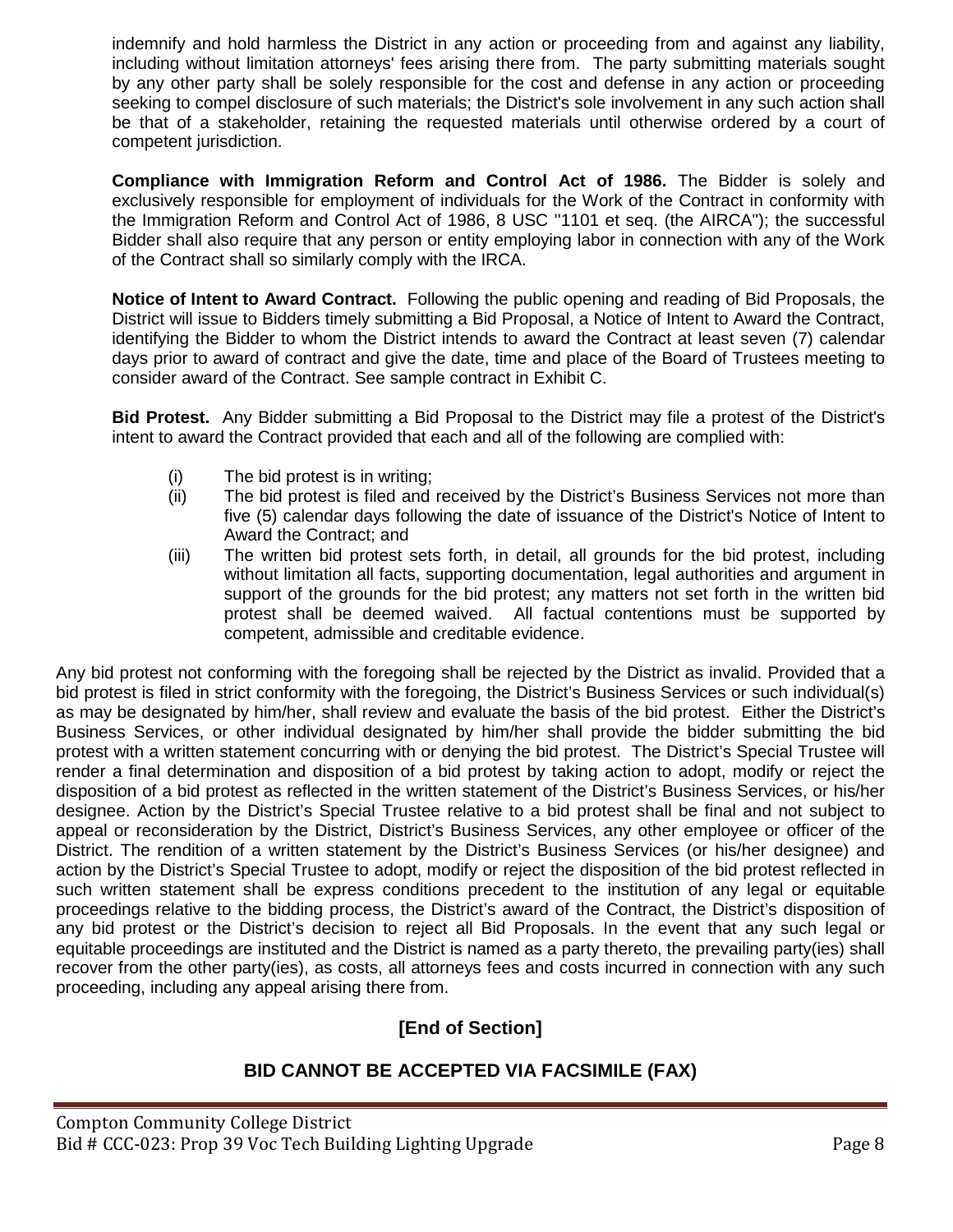indemnify and hold harmless the District in any action or proceeding from and against any liability, including without limitation attorneys' fees arising there from. The party submitting materials sought by any other party shall be solely responsible for the cost and defense in any action or proceeding seeking to compel disclosure of such materials; the District's sole involvement in any such action shall be that of a stakeholder, retaining the requested materials until otherwise ordered by a court of competent jurisdiction.

**Compliance with Immigration Reform and Control Act of 1986.** The Bidder is solely and exclusively responsible for employment of individuals for the Work of the Contract in conformity with the Immigration Reform and Control Act of 1986, 8 USC ''1101 et seq. (the AIRCA"); the successful Bidder shall also require that any person or entity employing labor in connection with any of the Work of the Contract shall so similarly comply with the IRCA.

**Notice of Intent to Award Contract.** Following the public opening and reading of Bid Proposals, the District will issue to Bidders timely submitting a Bid Proposal, a Notice of Intent to Award the Contract, identifying the Bidder to whom the District intends to award the Contract at least seven (7) calendar days prior to award of contract and give the date, time and place of the Board of Trustees meeting to consider award of the Contract. See sample contract in Exhibit C.

**Bid Protest.** Any Bidder submitting a Bid Proposal to the District may file a protest of the District's intent to award the Contract provided that each and all of the following are complied with:

(i) The bid protest is in writing;

(ii) The bid protest is filed and received by the District's Business Services not more than five (5) calendar days following the date of issuance of the District's Notice of Intent to Award the Contract; and

(iii) The written bid protest sets forth, in detail, all grounds for the bid protest, including without limitation all facts, supporting documentation, legal authorities and argument in support of the grounds for the bid protest; any matters not set forth in the written bid protest shall be deemed waived. All factual contentions must be supported by competent, admissible and creditable evidence.

Any bid protest not conforming with the foregoing shall be rejected by the District as invalid. Provided that a bid protest is filed in strict conformity with the foregoing, the District's Business Services or such individual(s) as may be designated by him/her, shall review and evaluate the basis of the bid protest. Either the District's Business Services, or other individual designated by him/her shall provide the bidder submitting the bid protest with a written statement concurring with or denying the bid protest. The District's Special Trustee will render a final determination and disposition of a bid protest by taking action to adopt, modify or reject the disposition of a bid protest as reflected in the written statement of the District's Business Services, or his/her designee. Action by the District's Special Trustee relative to a bid protest shall be final and not subject to appeal or reconsideration by the District, District's Business Services, any other employee or officer of the District. The rendition of a written statement by the District's Business Services (or his/her designee) and action by the District's Special Trustee to adopt, modify or reject the disposition of the bid protest reflected in such written statement shall be express conditions precedent to the institution of any legal or equitable proceedings relative to the bidding process, the District's award of the Contract, the District's disposition of any bid protest or the District's decision to reject all Bid Proposals. In the event that any such legal or equitable proceedings are instituted and the District is named as a party thereto, the prevailing party(ies) shall recover from the other party(ies), as costs, all attorneys fees and costs incurred in connection with any such proceeding, including any appeal arising there from.

**[End of Section]**

**BID CANNOT BE ACCEPTED VIA FACSIMILE (FAX)**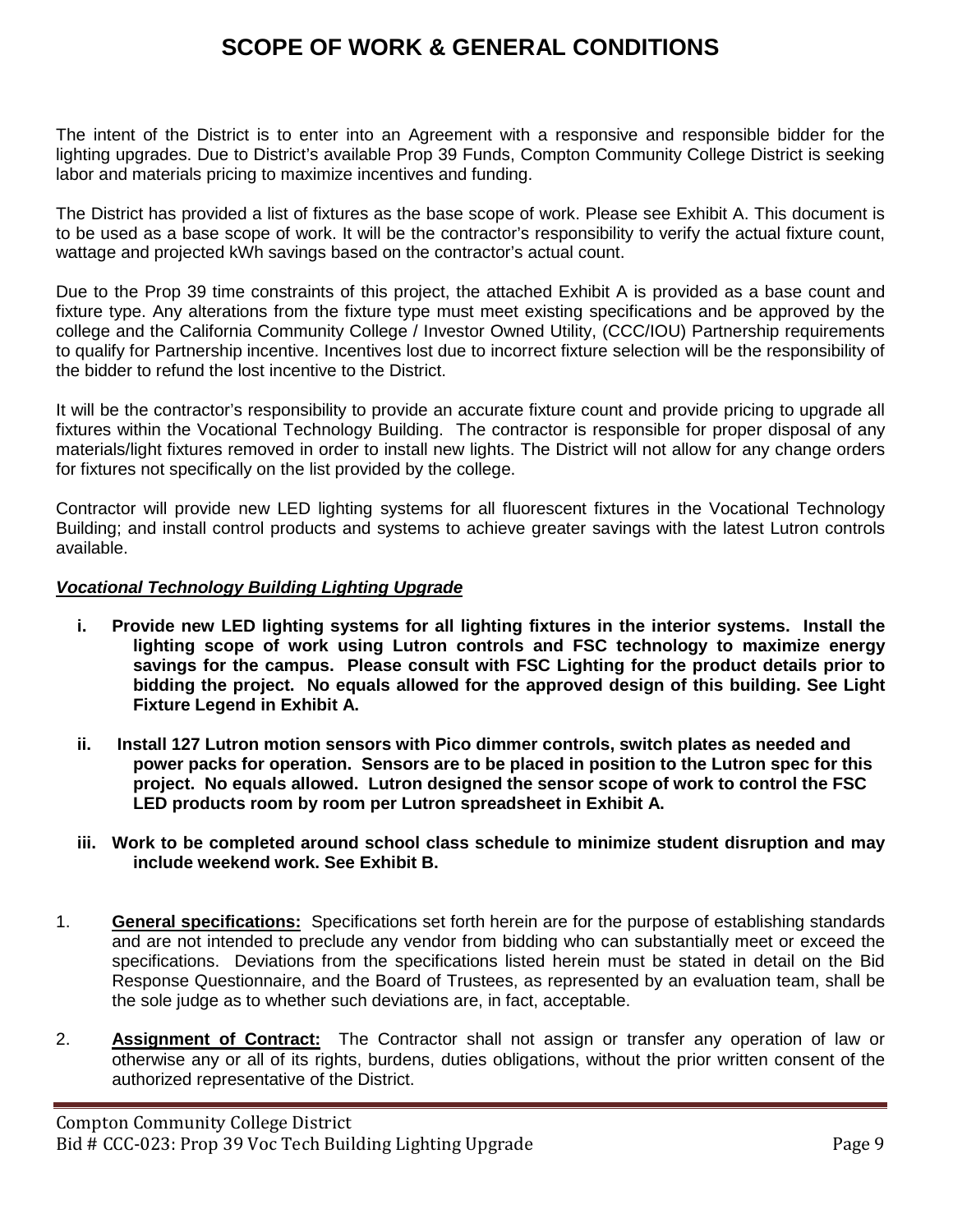# SCOPE OF WORK & GENERAL CONDITIONS

The intent of the District is to enter into an Agreement with a responsive and responsible bidder for the lighting upgrades. Due to District's available Prop 39 Funds, Compton Community College District is seeking labor and materials pricing to maximize incentives and funding.

The District has provided a list of fixtures as the base scope of work. Please see Exhibit A. This document is to be used as a base scope of work. It will be the contractor's responsibility to verify the actual fixture count, wattage and projected kWh savings based on the contractor's actual count.

Due to the Prop 39 time constraints of this project, the attached Exhibit A is provided as a base count and fixture type. Any alterations from the fixture type must meet existing specifications and be approved by the college and the California Community College / Investor Owned Utility, (CCC/IOU) Partnership requirements to qualify for Partnership incentive. Incentives lost due to incorrect fixture selection will be the responsibility of the bidder to refund the lost incentive to the District.

It will be the contractor's responsibility to provide an accurate fixture count and provide pricing to upgrade all fixtures within the Vocational Technology Building. The contractor is responsible for proper disposal of any materials/light fixtures removed in order to install new lights. The District will not allow for any change orders for fixtures not specifically on the list provided by the college.

Contractor will provide new LED lighting systems for all fluorescent fixtures in the Vocational Technology Building; and install control products and systems to achieve greater savings with the latest Lutron controls available.

***Vocational Technology Building Lighting Upgrade***

- **i. Provide new LED lighting systems for all lighting fixtures in the interior systems. Install the lighting scope of work using Lutron controls and FSC technology to maximize energy savings for the campus. Please consult with FSC Lighting for the product details prior to bidding the project. No equals allowed for the approved design of this building. See Light Fixture Legend in Exhibit A.**
- **ii. Install 127 Lutron motion sensors with Pico dimmer controls, switch plates as needed and power packs for operation. Sensors are to be placed in position to the Lutron spec for this project. No equals allowed. Lutron designed the sensor scope of work to control the FSC LED products room by room per Lutron spreadsheet in Exhibit A.**
- **iii. Work to be completed around school class schedule to minimize student disruption and may include weekend work. See Exhibit B.**

1. **General specifications:** Specifications set forth herein are for the purpose of establishing standards and are not intended to preclude any vendor from bidding who can substantially meet or exceed the specifications. Deviations from the specifications listed herein must be stated in detail on the Bid Response Questionnaire, and the Board of Trustees, as represented by an evaluation team, shall be the sole judge as to whether such deviations are, in fact, acceptable.

2. **Assignment of Contract:** The Contractor shall not assign or transfer any operation of law or otherwise any or all of its rights, burdens, duties obligations, without the prior written consent of the authorized representative of the District.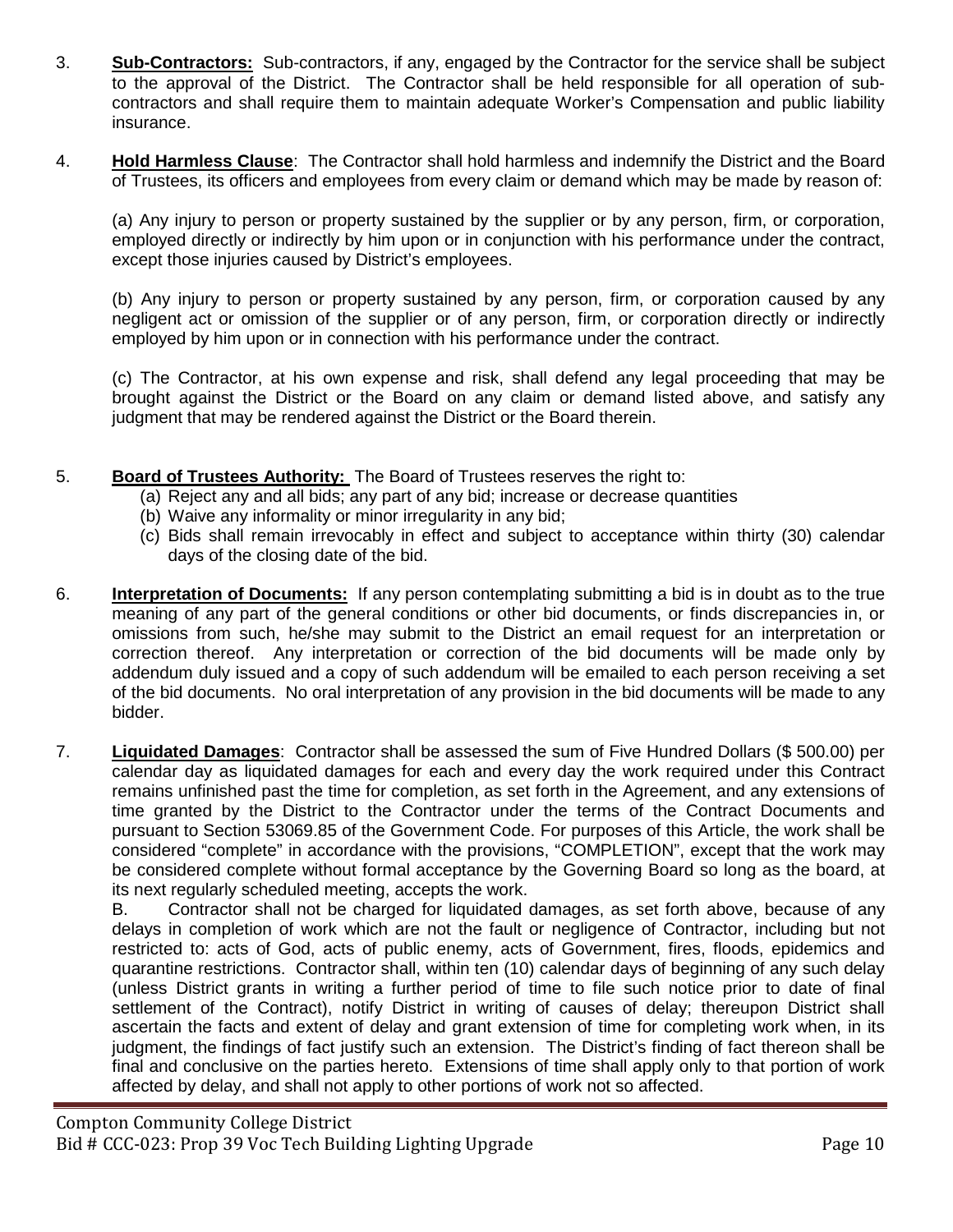3. **Sub-Contractors:** Sub-contractors, if any, engaged by the Contractor for the service shall be subject to the approval of the District. The Contractor shall be held responsible for all operation of sub-contractors and shall require them to maintain adequate Worker's Compensation and public liability insurance.

4. **Hold Harmless Clause**: The Contractor shall hold harmless and indemnify the District and the Board of Trustees, its officers and employees from every claim or demand which may be made by reason of:

   (a) Any injury to person or property sustained by the supplier or by any person, firm, or corporation, employed directly or indirectly by him upon or in conjunction with his performance under the contract, except those injuries caused by District's employees.

   (b) Any injury to person or property sustained by any person, firm, or corporation caused by any negligent act or omission of the supplier or of any person, firm, or corporation directly or indirectly employed by him upon or in connection with his performance under the contract.

   (c) The Contractor, at his own expense and risk, shall defend any legal proceeding that may be brought against the District or the Board on any claim or demand listed above, and satisfy any judgment that may be rendered against the District or the Board therein.

5. **Board of Trustees Authority:** The Board of Trustees reserves the right to:
   (a) Reject any and all bids; any part of any bid; increase or decrease quantities
   (b) Waive any informality or minor irregularity in any bid;
   (c) Bids shall remain irrevocably in effect and subject to acceptance within thirty (30) calendar days of the closing date of the bid.

6. **Interpretation of Documents:** If any person contemplating submitting a bid is in doubt as to the true meaning of any part of the general conditions or other bid documents, or finds discrepancies in, or omissions from such, he/she may submit to the District an email request for an interpretation or correction thereof. Any interpretation or correction of the bid documents will be made only by addendum duly issued and a copy of such addendum will be emailed to each person receiving a set of the bid documents. No oral interpretation of any provision in the bid documents will be made to any bidder.

7. **Liquidated Damages**: Contractor shall be assessed the sum of Five Hundred Dollars ($ 500.00) per calendar day as liquidated damages for each and every day the work required under this Contract remains unfinished past the time for completion, as set forth in the Agreement, and any extensions of time granted by the District to the Contractor under the terms of the Contract Documents and pursuant to Section 53069.85 of the Government Code. For purposes of this Article, the work shall be considered "complete" in accordance with the provisions, "COMPLETION", except that the work may be considered complete without formal acceptance by the Governing Board so long as the board, at its next regularly scheduled meeting, accepts the work.

   B. Contractor shall not be charged for liquidated damages, as set forth above, because of any delays in completion of work which are not the fault or negligence of Contractor, including but not restricted to: acts of God, acts of public enemy, acts of Government, fires, floods, epidemics and quarantine restrictions. Contractor shall, within ten (10) calendar days of beginning of any such delay (unless District grants in writing a further period of time to file such notice prior to date of final settlement of the Contract), notify District in writing of causes of delay; thereupon District shall ascertain the facts and extent of delay and grant extension of time for completing work when, in its judgment, the findings of fact justify such an extension. The District's finding of fact thereon shall be final and conclusive on the parties hereto. Extensions of time shall apply only to that portion of work affected by delay, and shall not apply to other portions of work not so affected.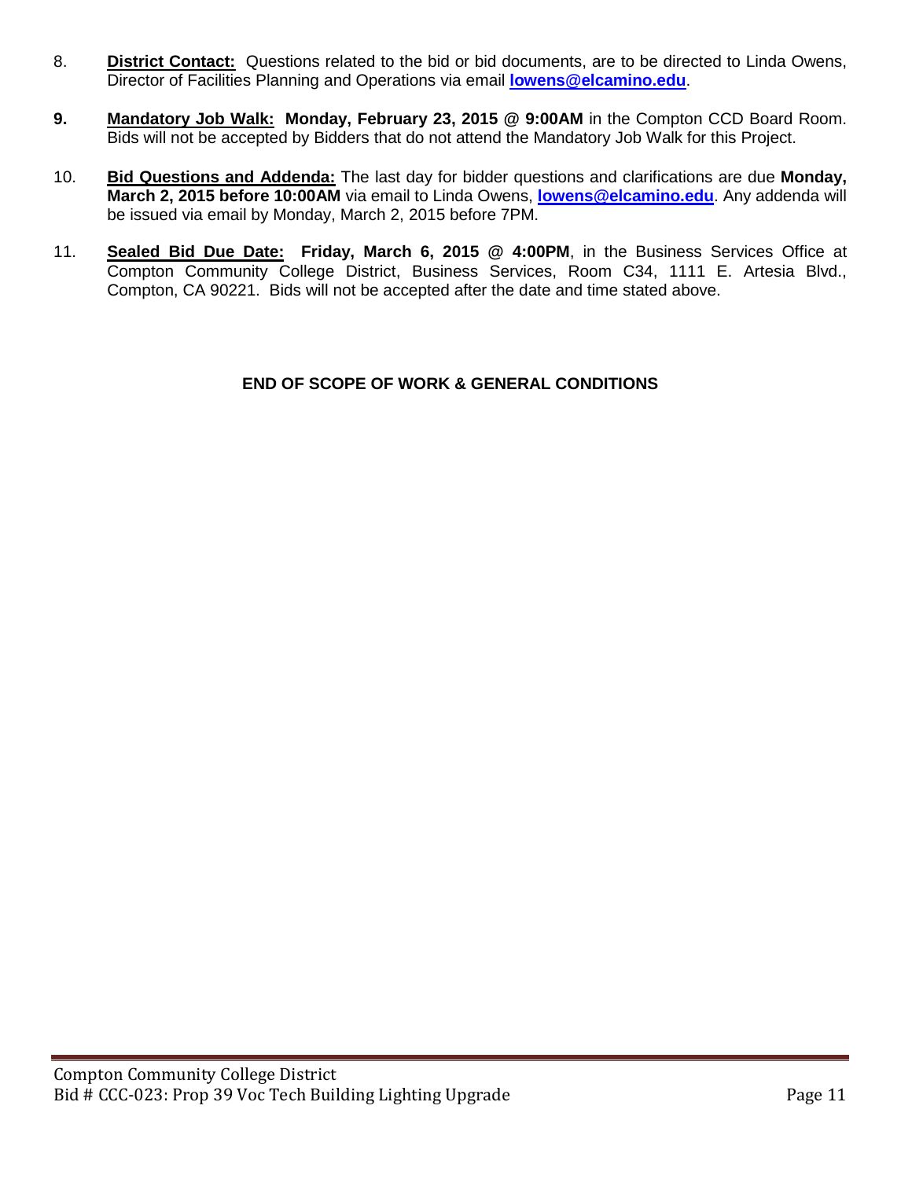8. **District Contact:** Questions related to the bid or bid documents, are to be directed to Linda Owens, Director of Facilities Planning and Operations via email **lowens@elcamino.edu**.

9. **Mandatory Job Walk: Monday, February 23, 2015 @ 9:00AM** in the Compton CCD Board Room. Bids will not be accepted by Bidders that do not attend the Mandatory Job Walk for this Project.

10. **Bid Questions and Addenda:** The last day for bidder questions and clarifications are due **Monday, March 2, 2015 before 10:00AM** via email to Linda Owens, **lowens@elcamino.edu**. Any addenda will be issued via email by Monday, March 2, 2015 before 7PM.

11. **Sealed Bid Due Date: Friday, March 6, 2015 @ 4:00PM**, in the Business Services Office at Compton Community College District, Business Services, Room C34, 1111 E. Artesia Blvd., Compton, CA 90221. Bids will not be accepted after the date and time stated above.

**END OF SCOPE OF WORK & GENERAL CONDITIONS**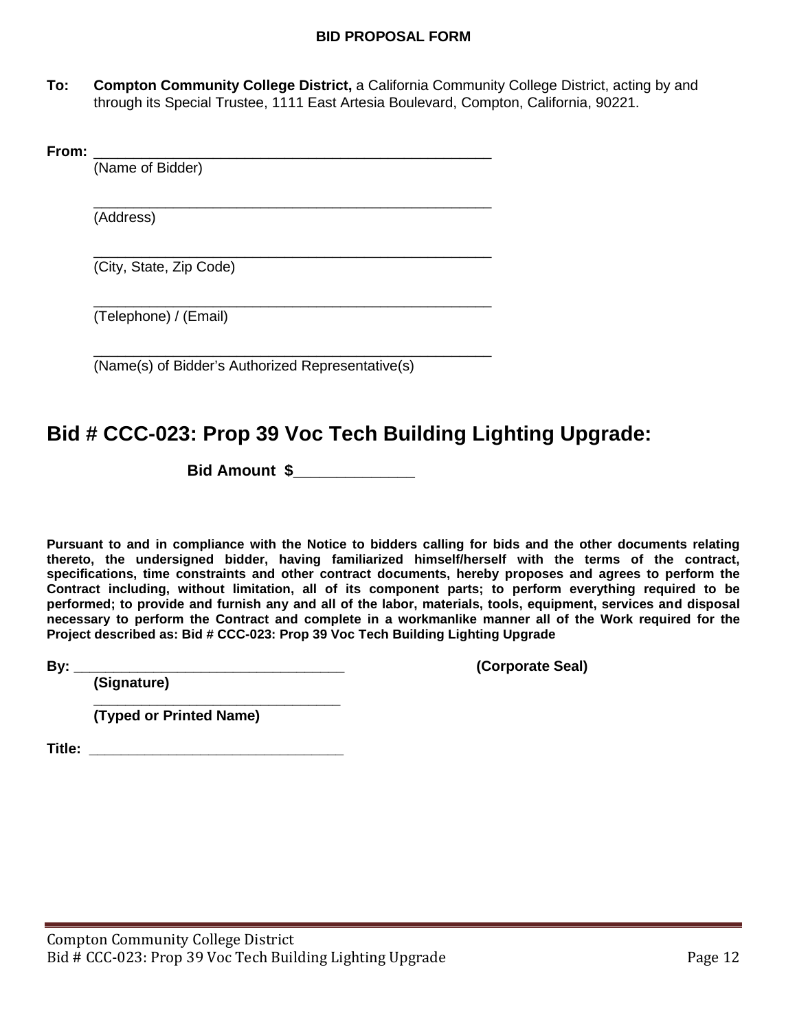**BID PROPOSAL FORM**

**To:** **Compton Community College District,** a California Community College District, acting by and through its Special Trustee, 1111 East Artesia Boulevard, Compton, California, 90221.

**From:** ________________________________________________
(Name of Bidder)

________________________________________________
(Address)

________________________________________________
(City, State, Zip Code)

________________________________________________
(Telephone) / (Email)

________________________________________________
(Name(s) of Bidder's Authorized Representative(s)

# Bid # CCC-023: Prop 39 Voc Tech Building Lighting Upgrade:

**Bid Amount $______________**

**Pursuant to and in compliance with the Notice to bidders calling for bids and the other documents relating thereto, the undersigned bidder, having familiarized himself/herself with the terms of the contract, specifications, time constraints and other contract documents, hereby proposes and agrees to perform the Contract including, without limitation, all of its component parts; to perform everything required to be performed; to provide and furnish any and all of the labor, materials, tools, equipment, services and disposal necessary to perform the Contract and complete in a workmanlike manner all of the Work required for the Project described as: Bid # CCC-023: Prop 39 Voc Tech Building Lighting Upgrade**

**By:** ________________________________ **(Corporate Seal)**
**(Signature)**

________________________________
**(Typed or Printed Name)**

**Title:** ________________________________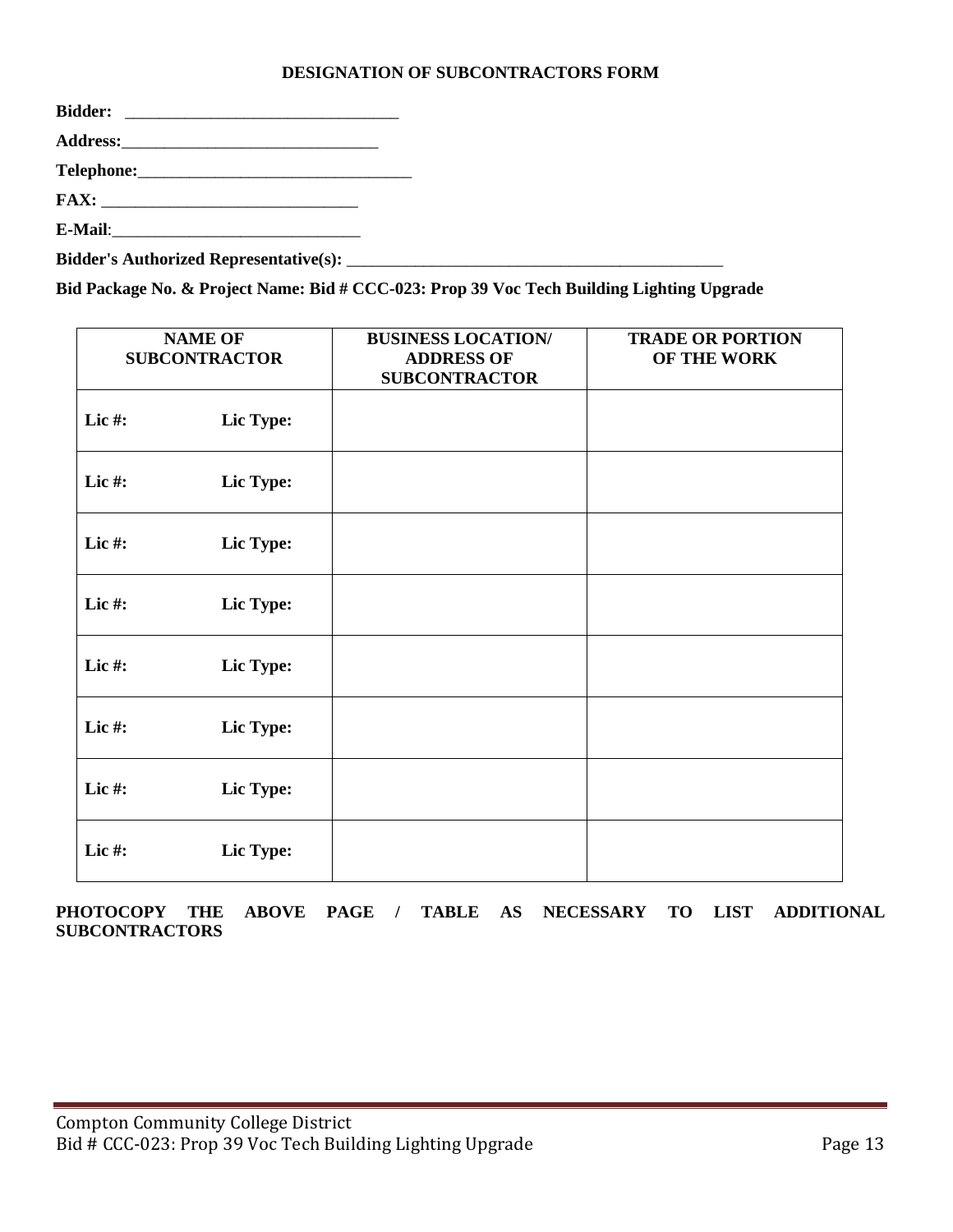**DESIGNATION OF SUBCONTRACTORS FORM**

**Bidder:** _________________________________

**Address:**_______________________________

**Telephone:**__________________________________

**FAX:** _______________________________

**E-Mail**:_______________________________

**Bidder's Authorized Representative(s):** _______________________________________________

**Bid Package No. & Project Name: Bid # CCC-023: Prop 39 Voc Tech Building Lighting Upgrade**

| NAME OF SUBCONTRACTOR | BUSINESS LOCATION/ ADDRESS OF SUBCONTRACTOR | TRADE OR PORTION OF THE WORK |
|---|---|---|
| **Lic #: Lic Type:** | | |
| **Lic #: Lic Type:** | | |
| **Lic #: Lic Type:** | | |
| **Lic #: Lic Type:** | | |
| **Lic #: Lic Type:** | | |
| **Lic #: Lic Type:** | | |
| **Lic #: Lic Type:** | | |
| **Lic #: Lic Type:** | | |

**PHOTOCOPY THE ABOVE PAGE / TABLE AS NECESSARY TO LIST ADDITIONAL SUBCONTRACTORS**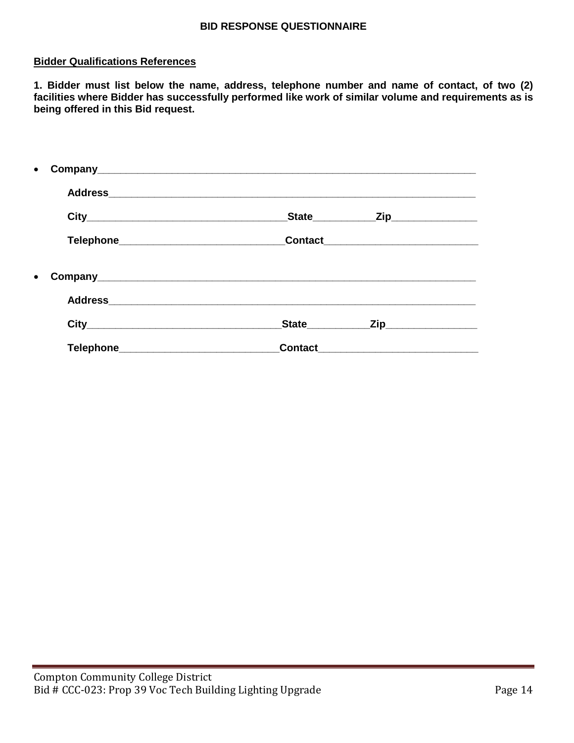**BID RESPONSE QUESTIONNAIRE**

**<u>Bidder Qualifications References</u>**

**1. Bidder must list below the name, address, telephone number and name of contact, of two (2) facilities where Bidder has successfully performed like work of similar volume and requirements as is being offered in this Bid request.**

- **Company**_______________________________________________________________

  **Address**_______________________________________________________________

  **City**__________________________________**State**___________**Zip**_______________

  **Telephone**_____________________________**Contact**___________________________

- **Company**_______________________________________________________________

  **Address**_______________________________________________________________

  **City**_________________________________**State**___________**Zip**________________

  **Telephone**____________________________**Contact**____________________________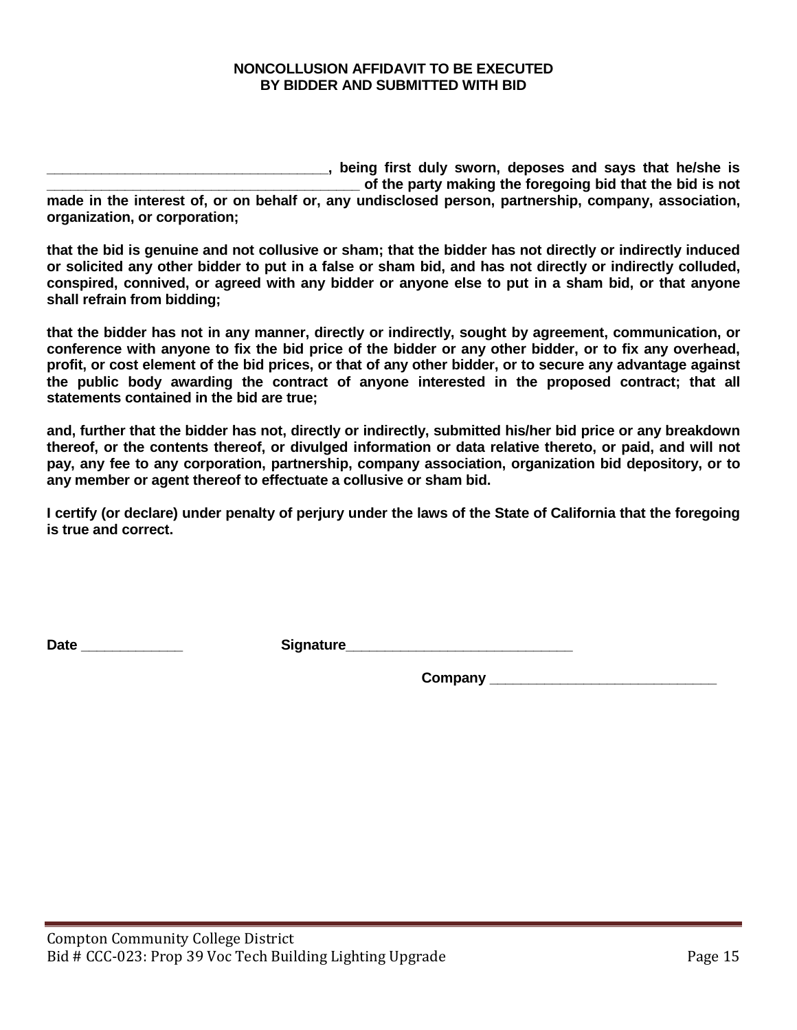**NONCOLLUSION AFFIDAVIT TO BE EXECUTED BY BIDDER AND SUBMITTED WITH BID**

**___________________________________, being first duly sworn, deposes and says that he/she is _______________________________________ of the party making the foregoing bid that the bid is not made in the interest of, or on behalf or, any undisclosed person, partnership, company, association, organization, or corporation;**

**that the bid is genuine and not collusive or sham; that the bidder has not directly or indirectly induced or solicited any other bidder to put in a false or sham bid, and has not directly or indirectly colluded, conspired, connived, or agreed with any bidder or anyone else to put in a sham bid, or that anyone shall refrain from bidding;**

**that the bidder has not in any manner, directly or indirectly, sought by agreement, communication, or conference with anyone to fix the bid price of the bidder or any other bidder, or to fix any overhead, profit, or cost element of the bid prices, or that of any other bidder, or to secure any advantage against the public body awarding the contract of anyone interested in the proposed contract; that all statements contained in the bid are true;**

**and, further that the bidder has not, directly or indirectly, submitted his/her bid price or any breakdown thereof, or the contents thereof, or divulged information or data relative thereto, or paid, and will not pay, any fee to any corporation, partnership, company association, organization bid depository, or to any member or agent thereof to effectuate a collusive or sham bid.**

**I certify (or declare) under penalty of perjury under the laws of the State of California that the foregoing is true and correct.**

**Date _____________** **Signature_____________________________**

**Company _____________________________**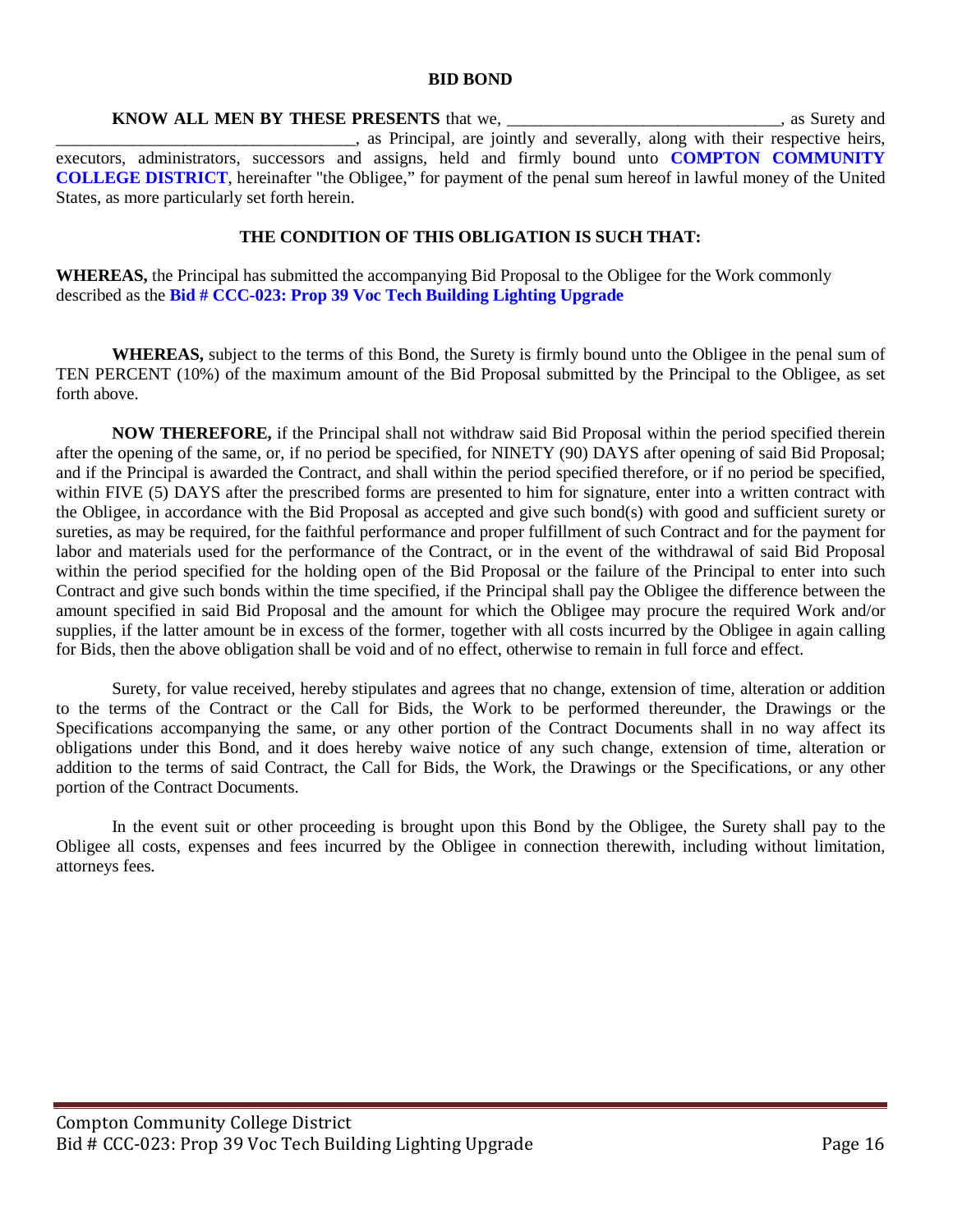# BID BOND

**KNOW ALL MEN BY THESE PRESENTS** that we, _______________________________, as Surety and __________________________________, as Principal, are jointly and severally, along with their respective heirs, executors, administrators, successors and assigns, held and firmly bound unto **COMPTON COMMUNITY COLLEGE DISTRICT**, hereinafter "the Obligee," for payment of the penal sum hereof in lawful money of the United States, as more particularly set forth herein.

## THE CONDITION OF THIS OBLIGATION IS SUCH THAT:

**WHEREAS,** the Principal has submitted the accompanying Bid Proposal to the Obligee for the Work commonly described as the **Bid # CCC-023: Prop 39 Voc Tech Building Lighting Upgrade**

**WHEREAS,** subject to the terms of this Bond, the Surety is firmly bound unto the Obligee in the penal sum of TEN PERCENT (10%) of the maximum amount of the Bid Proposal submitted by the Principal to the Obligee, as set forth above.

**NOW THEREFORE,** if the Principal shall not withdraw said Bid Proposal within the period specified therein after the opening of the same, or, if no period be specified, for NINETY (90) DAYS after opening of said Bid Proposal; and if the Principal is awarded the Contract, and shall within the period specified therefore, or if no period be specified, within FIVE (5) DAYS after the prescribed forms are presented to him for signature, enter into a written contract with the Obligee, in accordance with the Bid Proposal as accepted and give such bond(s) with good and sufficient surety or sureties, as may be required, for the faithful performance and proper fulfillment of such Contract and for the payment for labor and materials used for the performance of the Contract, or in the event of the withdrawal of said Bid Proposal within the period specified for the holding open of the Bid Proposal or the failure of the Principal to enter into such Contract and give such bonds within the time specified, if the Principal shall pay the Obligee the difference between the amount specified in said Bid Proposal and the amount for which the Obligee may procure the required Work and/or supplies, if the latter amount be in excess of the former, together with all costs incurred by the Obligee in again calling for Bids, then the above obligation shall be void and of no effect, otherwise to remain in full force and effect.

Surety, for value received, hereby stipulates and agrees that no change, extension of time, alteration or addition to the terms of the Contract or the Call for Bids, the Work to be performed thereunder, the Drawings or the Specifications accompanying the same, or any other portion of the Contract Documents shall in no way affect its obligations under this Bond, and it does hereby waive notice of any such change, extension of time, alteration or addition to the terms of said Contract, the Call for Bids, the Work, the Drawings or the Specifications, or any other portion of the Contract Documents.

In the event suit or other proceeding is brought upon this Bond by the Obligee, the Surety shall pay to the Obligee all costs, expenses and fees incurred by the Obligee in connection therewith, including without limitation, attorneys fees.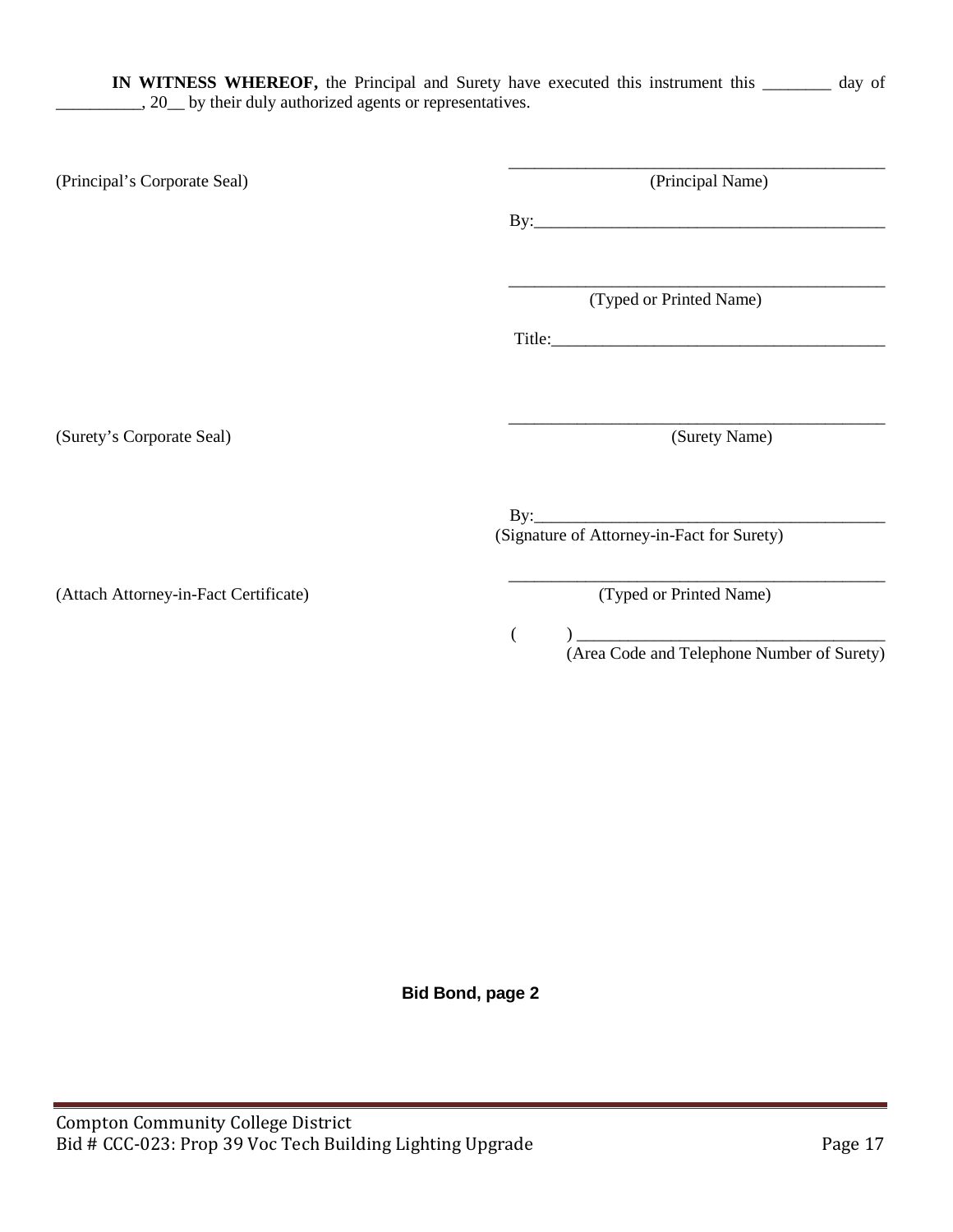**IN WITNESS WHEREOF,** the Principal and Surety have executed this instrument this ________ day of __________, 20__ by their duly authorized agents or representatives.

(Principal's Corporate Seal)

_____________________________________________
(Principal Name)

By:__________________________________________

_____________________________________________
(Typed or Printed Name)

Title:________________________________________

(Surety's Corporate Seal)

_____________________________________________
(Surety Name)

By:__________________________________________
(Signature of Attorney-in-Fact for Surety)

(Attach Attorney-in-Fact Certificate)

_____________________________________________
(Typed or Printed Name)

(        ) ____________________________________
(Area Code and Telephone Number of Surety)

**Bid Bond, page 2**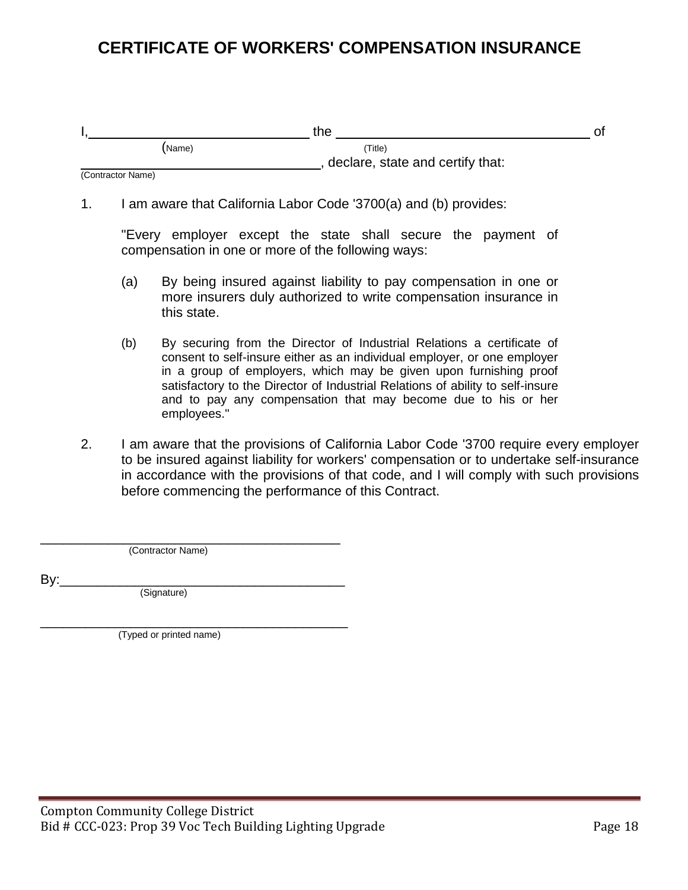# CERTIFICATE OF WORKERS' COMPENSATION INSURANCE

I, ______________________________ the ________________________________ of
(Name) (Title)

________________________________, declare, state and certify that:
(Contractor Name)

1. I am aware that California Labor Code '3700(a) and (b) provides:

   "Every employer except the state shall secure the payment of compensation in one or more of the following ways:

   (a) By being insured against liability to pay compensation in one or more insurers duly authorized to write compensation insurance in this state.

   (b) By securing from the Director of Industrial Relations a certificate of consent to self-insure either as an individual employer, or one employer in a group of employers, which may be given upon furnishing proof satisfactory to the Director of Industrial Relations of ability to self-insure and to pay any compensation that may become due to his or her employees."

2. I am aware that the provisions of California Labor Code '3700 require every employer to be insured against liability for workers' compensation or to undertake self-insurance in accordance with the provisions of that code, and I will comply with such provisions before commencing the performance of this Contract.

________________________________________
(Contractor Name)

By:_____________________________________
(Signature)

________________________________________
(Typed or printed name)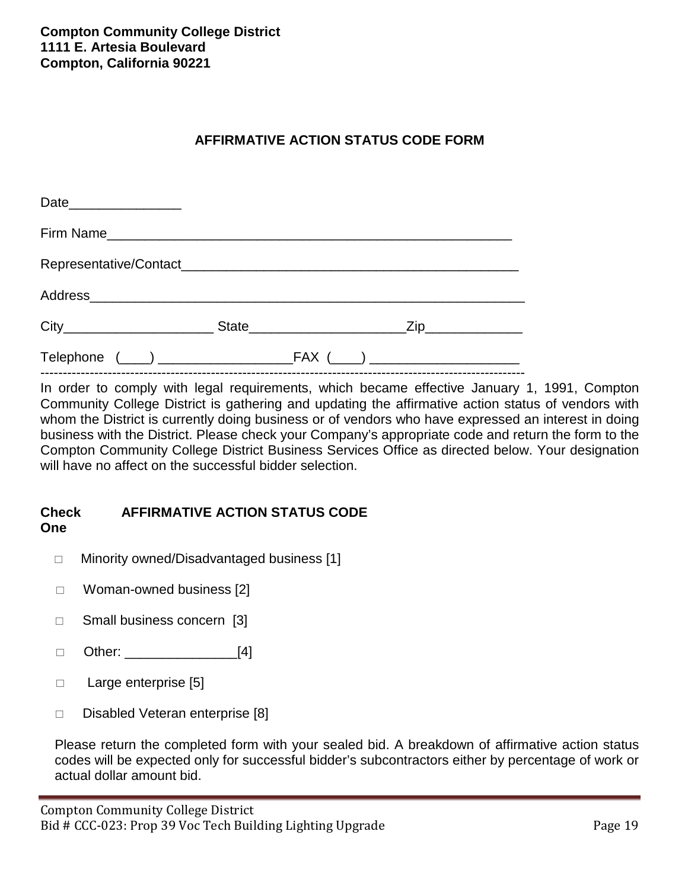**Compton Community College District**
**1111 E. Artesia Boulevard**
**Compton, California 90221**

## AFFIRMATIVE ACTION STATUS CODE FORM

Date_______________

Firm Name_______________________________________________________

Representative/Contact_____________________________________________

Address__________________________________________________________

City____________________ State_____________________Zip_____________

Telephone (____) __________________FAX (____) ____________________

---

In order to comply with legal requirements, which became effective January 1, 1991, Compton Community College District is gathering and updating the affirmative action status of vendors with whom the District is currently doing business or of vendors who have expressed an interest in doing business with the District. Please check your Company's appropriate code and return the form to the Compton Community College District Business Services Office as directed below. Your designation will have no affect on the successful bidder selection.

**Check One** **AFFIRMATIVE ACTION STATUS CODE**

- □ Minority owned/Disadvantaged business [1]
- □ Woman-owned business [2]
- □ Small business concern [3]
- □ Other: _______________[4]
- □ Large enterprise [5]
- □ Disabled Veteran enterprise [8]

Please return the completed form with your sealed bid. A breakdown of affirmative action status codes will be expected only for successful bidder's subcontractors either by percentage of work or actual dollar amount bid.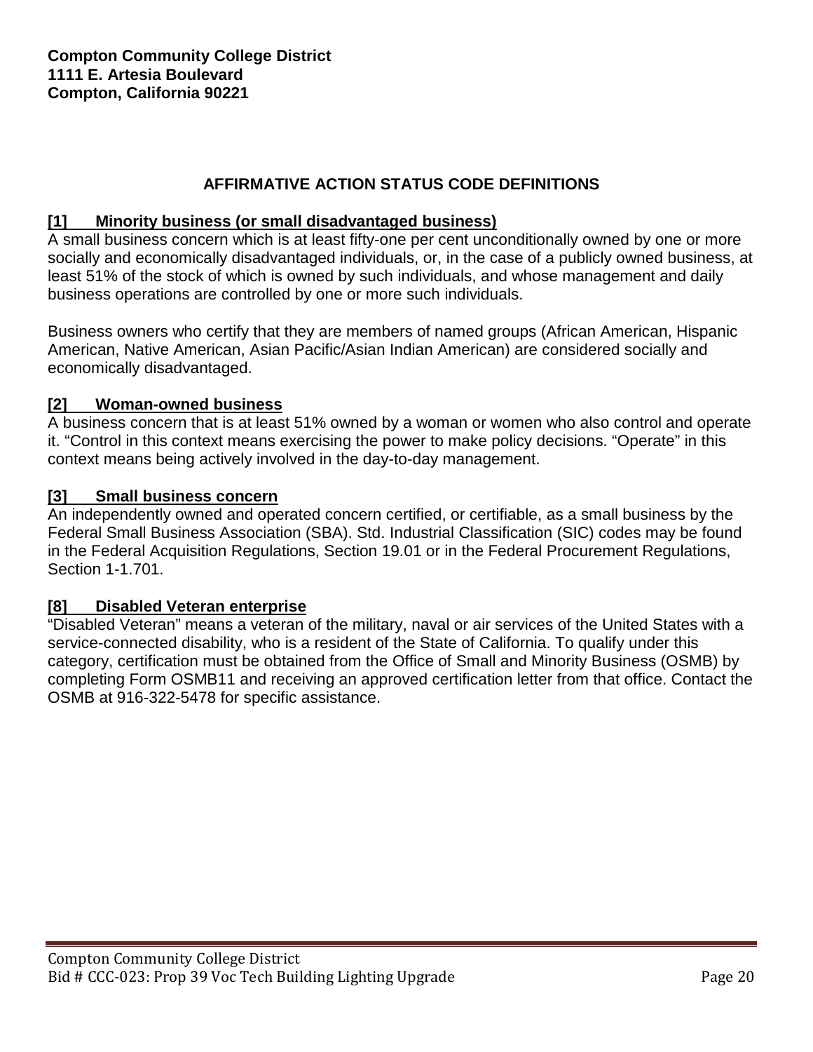**Compton Community College District**
**1111 E. Artesia Boulevard**
**Compton, California 90221**

## AFFIRMATIVE ACTION STATUS CODE DEFINITIONS

### [1] Minority business (or small disadvantaged business)

A small business concern which is at least fifty-one per cent unconditionally owned by one or more socially and economically disadvantaged individuals, or, in the case of a publicly owned business, at least 51% of the stock of which is owned by such individuals, and whose management and daily business operations are controlled by one or more such individuals.

Business owners who certify that they are members of named groups (African American, Hispanic American, Native American, Asian Pacific/Asian Indian American) are considered socially and economically disadvantaged.

### [2] Woman-owned business

A business concern that is at least 51% owned by a woman or women who also control and operate it. "Control in this context means exercising the power to make policy decisions. "Operate" in this context means being actively involved in the day-to-day management.

### [3] Small business concern

An independently owned and operated concern certified, or certifiable, as a small business by the Federal Small Business Association (SBA). Std. Industrial Classification (SIC) codes may be found in the Federal Acquisition Regulations, Section 19.01 or in the Federal Procurement Regulations, Section 1-1.701.

### [8] Disabled Veteran enterprise

"Disabled Veteran" means a veteran of the military, naval or air services of the United States with a service-connected disability, who is a resident of the State of California. To qualify under this category, certification must be obtained from the Office of Small and Minority Business (OSMB) by completing Form OSMB11 and receiving an approved certification letter from that office. Contact the OSMB at 916-322-5478 for specific assistance.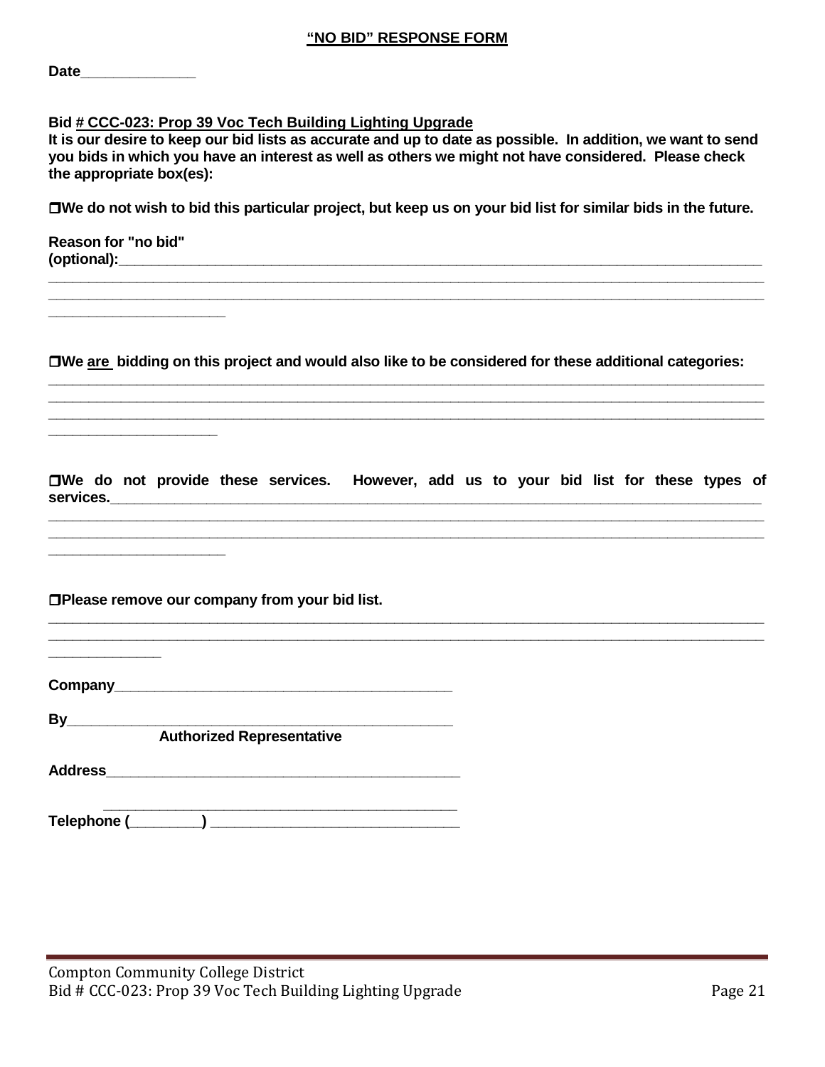**<u>"NO BID" RESPONSE FORM</u>**

**Date______________**

**Bid <u># CCC-023: Prop 39 Voc Tech Building Lighting Upgrade</u>**
**It is our desire to keep our bid lists as accurate and up to date as possible. In addition, we want to send you bids in which you have an interest as well as others we might not have considered. Please check the appropriate box(es):**

❒ **We do not wish to bid this particular project, but keep us on your bid list for similar bids in the future.**

**Reason for "no bid" (optional):**___________________________________________________________________________
______________________________________________________________________________________________
______________________________________________________________________________________________
______________________

❒ **We <u>are</u> bidding on this project and would also like to be considered for these additional categories:**
______________________________________________________________________________________________
______________________________________________________________________________________________
______________________________________________________________________________________________
_____________________

❒ **We do not provide these services. However, add us to your bid list for these types of services.**______________________________________________________________________________
______________________________________________________________________________________________
______________________________________________________________________________________________
______________________

❒ **Please remove our company from your bid list.**
______________________________________________________________________________________________
______________________________________________________________________________________________
______________

**Company**__________________________________________

**By**_______________________________________________
**Authorized Representative**

**Address**___________________________________________

___________________________________________

**Telephone (_________)** _______________________________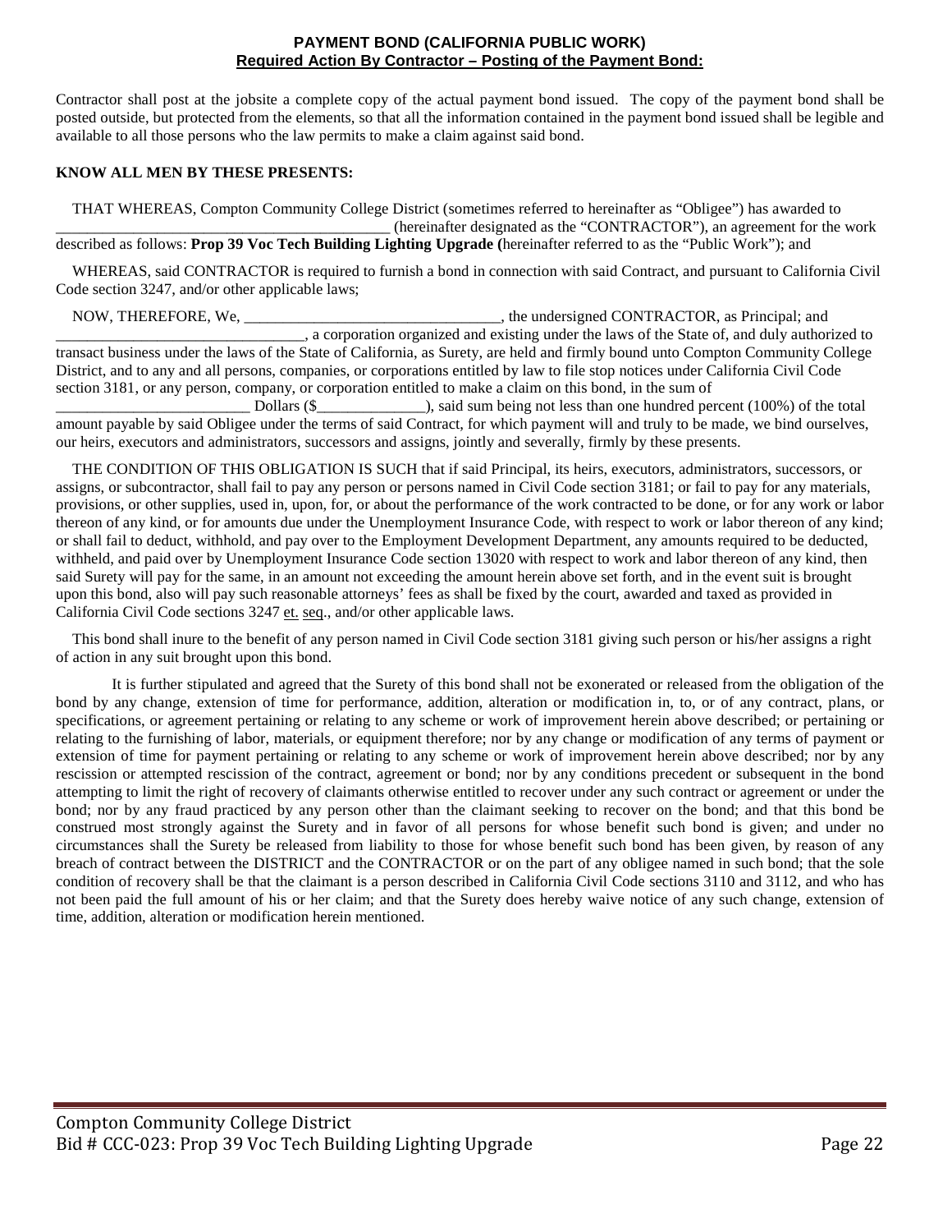# PAYMENT BOND (CALIFORNIA PUBLIC WORK)

## Required Action By Contractor – Posting of the Payment Bond:

Contractor shall post at the jobsite a complete copy of the actual payment bond issued. The copy of the payment bond shall be posted outside, but protected from the elements, so that all the information contained in the payment bond issued shall be legible and available to all those persons who the law permits to make a claim against said bond.

**KNOW ALL MEN BY THESE PRESENTS:**

THAT WHEREAS, Compton Community College District (sometimes referred to hereinafter as "Obligee") has awarded to ___________________________________________ (hereinafter designated as the "CONTRACTOR"), an agreement for the work described as follows: **Prop 39 Voc Tech Building Lighting Upgrade (**hereinafter referred to as the "Public Work"); and

WHEREAS, said CONTRACTOR is required to furnish a bond in connection with said Contract, and pursuant to California Civil Code section 3247, and/or other applicable laws;

NOW, THEREFORE, We, _________________________________, the undersigned CONTRACTOR, as Principal; and _______________________________, a corporation organized and existing under the laws of the State of, and duly authorized to transact business under the laws of the State of California, as Surety, are held and firmly bound unto Compton Community College District, and to any and all persons, companies, or corporations entitled by law to file stop notices under California Civil Code section 3181, or any person, company, or corporation entitled to make a claim on this bond, in the sum of _________________________ Dollars ($______________), said sum being not less than one hundred percent (100%) of the total amount payable by said Obligee under the terms of said Contract, for which payment will and truly to be made, we bind ourselves, our heirs, executors and administrators, successors and assigns, jointly and severally, firmly by these presents.

THE CONDITION OF THIS OBLIGATION IS SUCH that if said Principal, its heirs, executors, administrators, successors, or assigns, or subcontractor, shall fail to pay any person or persons named in Civil Code section 3181; or fail to pay for any materials, provisions, or other supplies, used in, upon, for, or about the performance of the work contracted to be done, or for any work or labor thereon of any kind, or for amounts due under the Unemployment Insurance Code, with respect to work or labor thereon of any kind; or shall fail to deduct, withhold, and pay over to the Employment Development Department, any amounts required to be deducted, withheld, and paid over by Unemployment Insurance Code section 13020 with respect to work and labor thereon of any kind, then said Surety will pay for the same, in an amount not exceeding the amount herein above set forth, and in the event suit is brought upon this bond, also will pay such reasonable attorneys' fees as shall be fixed by the court, awarded and taxed as provided in California Civil Code sections 3247 et. seq., and/or other applicable laws.

This bond shall inure to the benefit of any person named in Civil Code section 3181 giving such person or his/her assigns a right of action in any suit brought upon this bond.

It is further stipulated and agreed that the Surety of this bond shall not be exonerated or released from the obligation of the bond by any change, extension of time for performance, addition, alteration or modification in, to, or of any contract, plans, or specifications, or agreement pertaining or relating to any scheme or work of improvement herein above described; or pertaining or relating to the furnishing of labor, materials, or equipment therefore; nor by any change or modification of any terms of payment or extension of time for payment pertaining or relating to any scheme or work of improvement herein above described; nor by any rescission or attempted rescission of the contract, agreement or bond; nor by any conditions precedent or subsequent in the bond attempting to limit the right of recovery of claimants otherwise entitled to recover under any such contract or agreement or under the bond; nor by any fraud practiced by any person other than the claimant seeking to recover on the bond; and that this bond be construed most strongly against the Surety and in favor of all persons for whose benefit such bond is given; and under no circumstances shall the Surety be released from liability to those for whose benefit such bond has been given, by reason of any breach of contract between the DISTRICT and the CONTRACTOR or on the part of any obligee named in such bond; that the sole condition of recovery shall be that the claimant is a person described in California Civil Code sections 3110 and 3112, and who has not been paid the full amount of his or her claim; and that the Surety does hereby waive notice of any such change, extension of time, addition, alteration or modification herein mentioned.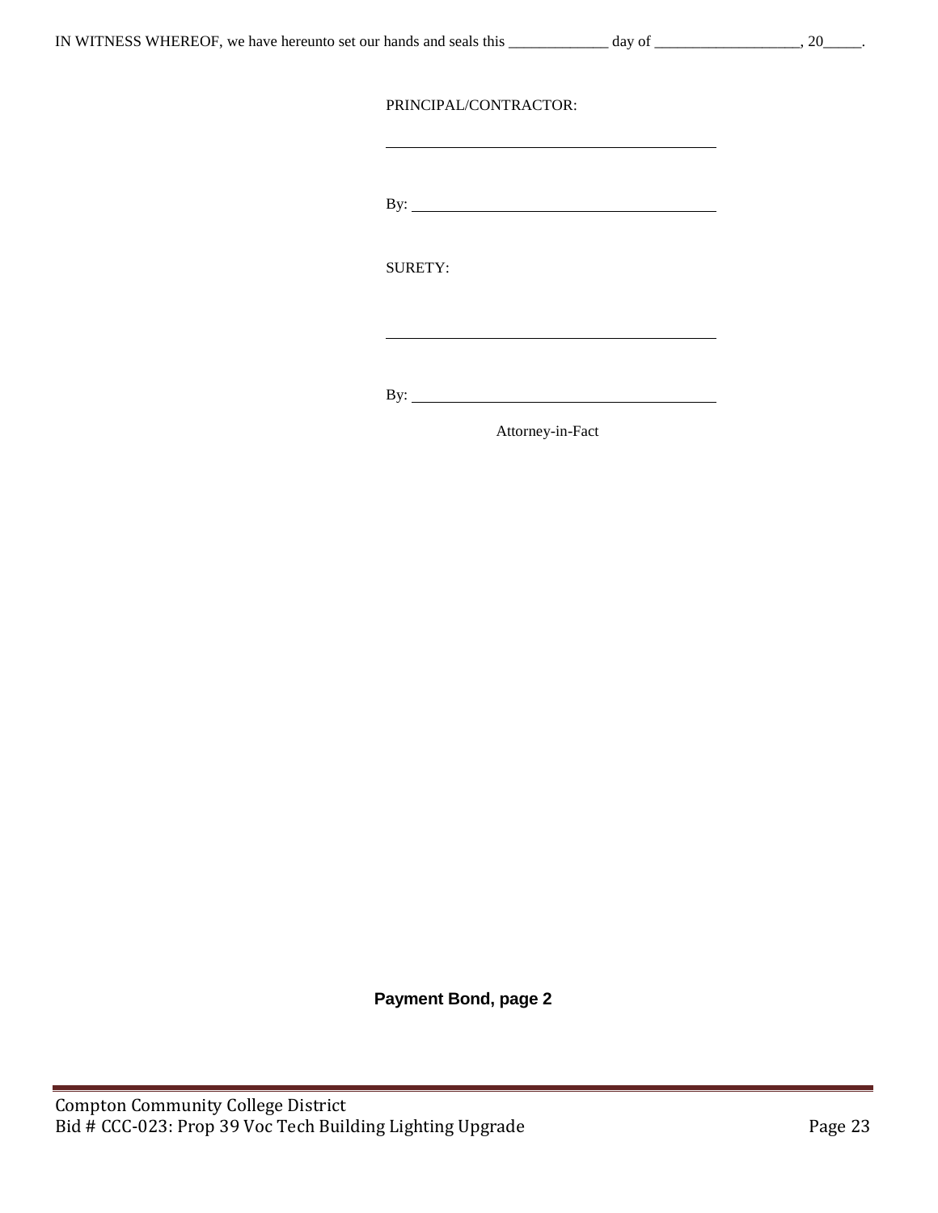IN WITNESS WHEREOF, we have hereunto set our hands and seals this _____________ day of ___________________, 20_____.

PRINCIPAL/CONTRACTOR:

_________________________________________

By: _____________________________________

SURETY:

_________________________________________

By: _____________________________________

Attorney-in-Fact

**Payment Bond, page 2**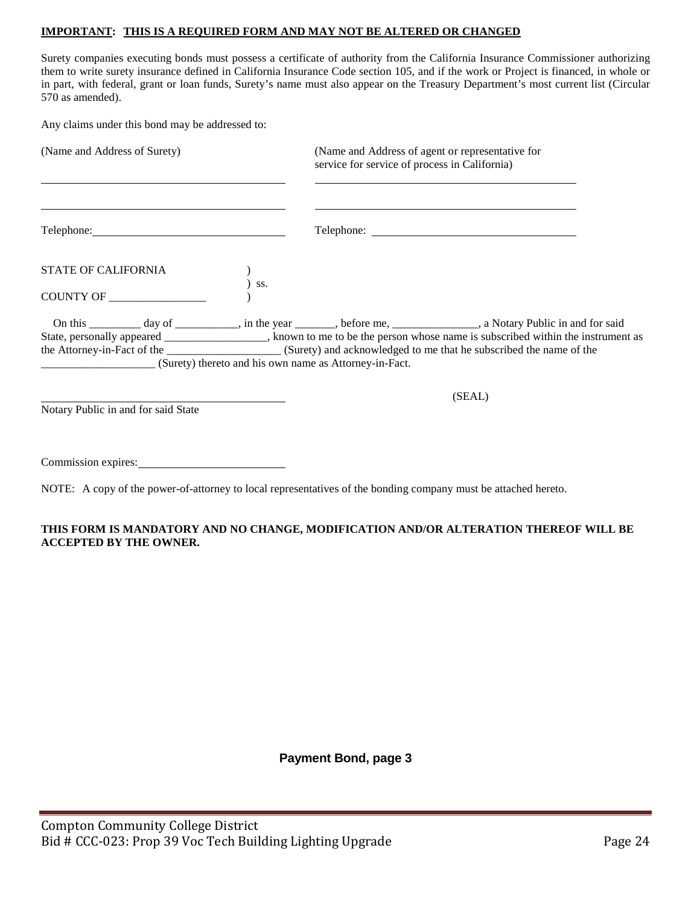**<u>IMPORTANT</u>: <u>THIS IS A REQUIRED FORM AND MAY NOT BE ALTERED OR CHANGED</u>**

Surety companies executing bonds must possess a certificate of authority from the California Insurance Commissioner authorizing them to write surety insurance defined in California Insurance Code section 105, and if the work or Project is financed, in whole or in part, with federal, grant or loan funds, Surety's name must also appear on the Treasury Department's most current list (Circular 570 as amended).

Any claims under this bond may be addressed to:

| (Name and Address of Surety) | (Name and Address of agent or representative for service for service of process in California) |
|---|---|
| ______________________________ | ______________________________ |
| ______________________________ | ______________________________ |
| Telephone: ____________________ | Telephone: ____________________ |

STATE OF CALIFORNIA )
) ss.
COUNTY OF _________________ )

On this _________ day of ___________, in the year _______, before me, _______________, a Notary Public in and for said State, personally appeared __________________, known to me to be the person whose name is subscribed within the instrument as the Attorney-in-Fact of the ____________________ (Surety) and acknowledged to me that he subscribed the name of the ____________________ (Surety) thereto and his own name as Attorney-in-Fact.

______________________________ (SEAL)
Notary Public in and for said State

Commission expires: ____________________

NOTE: A copy of the power-of-attorney to local representatives of the bonding company must be attached hereto.

**THIS FORM IS MANDATORY AND NO CHANGE, MODIFICATION AND/OR ALTERATION THEREOF WILL BE ACCEPTED BY THE OWNER.**

**Payment Bond, page 3**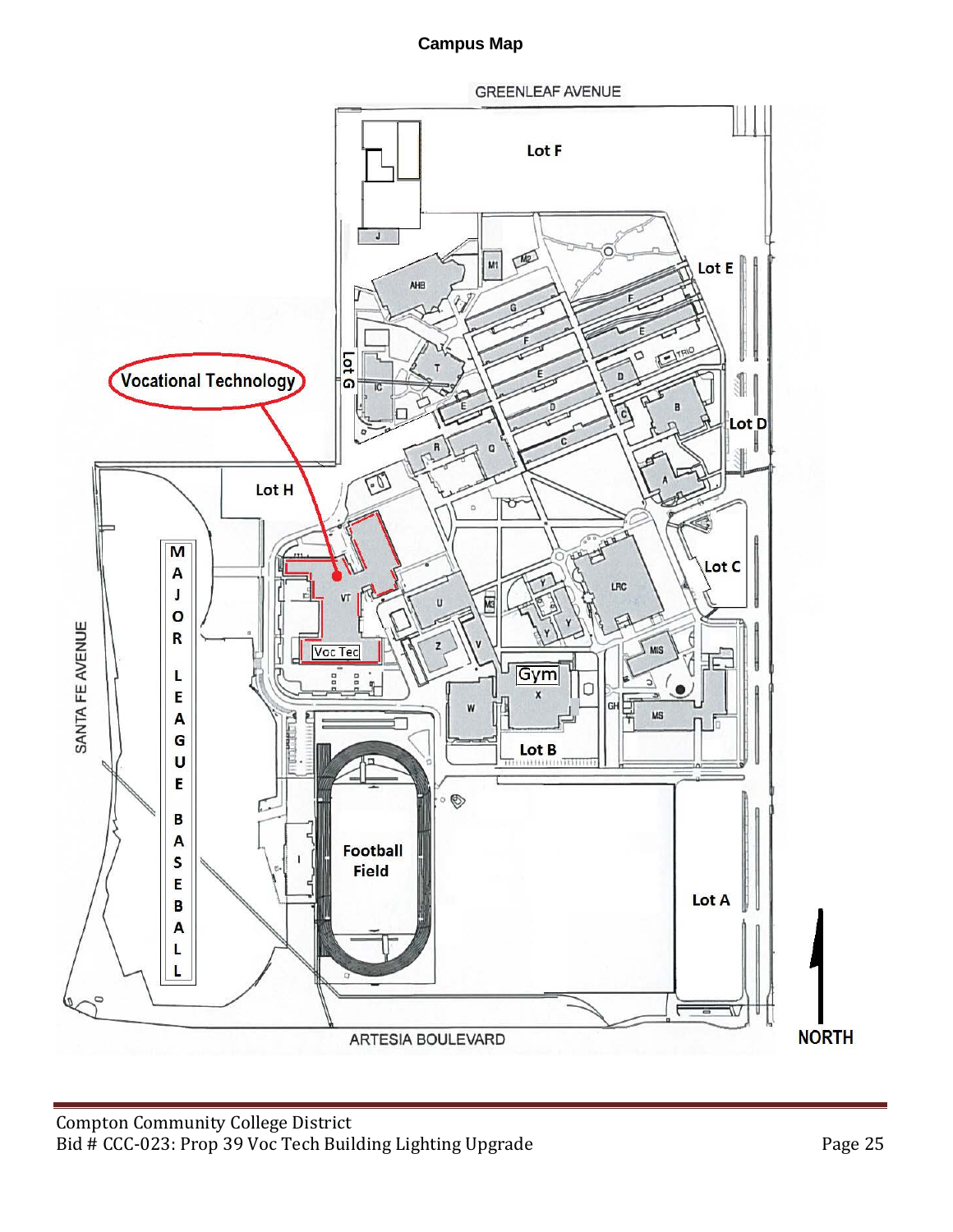**Campus Map**

GREENLEAF AVENUE

Lot F

J

M1

M2

AHB

Lot E

G

F

F

E

E

TRIO

Lot G

T

IC

E

D

D

B

Vocational Technology

C

Lot D

R

Q

C

A

Lot H

U

LRC

Lot C

VT

M3

Y

Y

Y

Z

V

MIS

Voc Tec

Gym

X

W

GH

MS

Lot B

MAJOR LEAGUE BASEBALL

SANTA FE AVENUE

Football Field

Lot A

ARTESIA BOULEVARD

NORTH